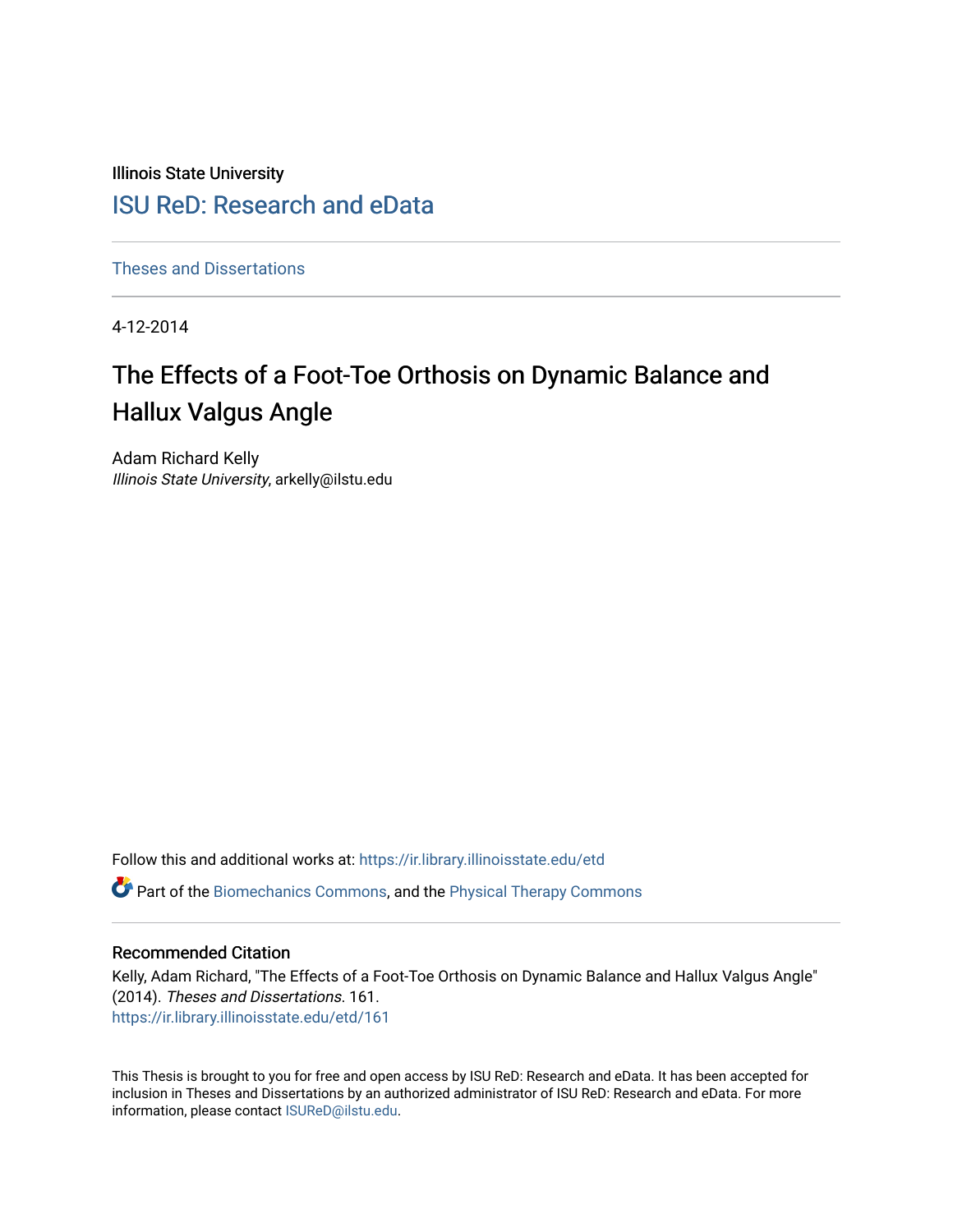Illinois State University

# ISU ReD: Research and eData

Theses and Dissertations

4-12-2014

# The Effects of a Foot-Toe Orthosis on Dynamic Balance and Hallux Valgus Angle

Adam Richard Kelly
*Illinois State University*, arkelly@ilstu.edu

Follow this and additional works at: https://ir.library.illinoisstate.edu/etd

Part of the Biomechanics Commons, and the Physical Therapy Commons

## Recommended Citation

Kelly, Adam Richard, "The Effects of a Foot-Toe Orthosis on Dynamic Balance and Hallux Valgus Angle" (2014). *Theses and Dissertations*. 161.
https://ir.library.illinoisstate.edu/etd/161

This Thesis is brought to you for free and open access by ISU ReD: Research and eData. It has been accepted for inclusion in Theses and Dissertations by an authorized administrator of ISU ReD: Research and eData. For more information, please contact ISUReD@ilstu.edu.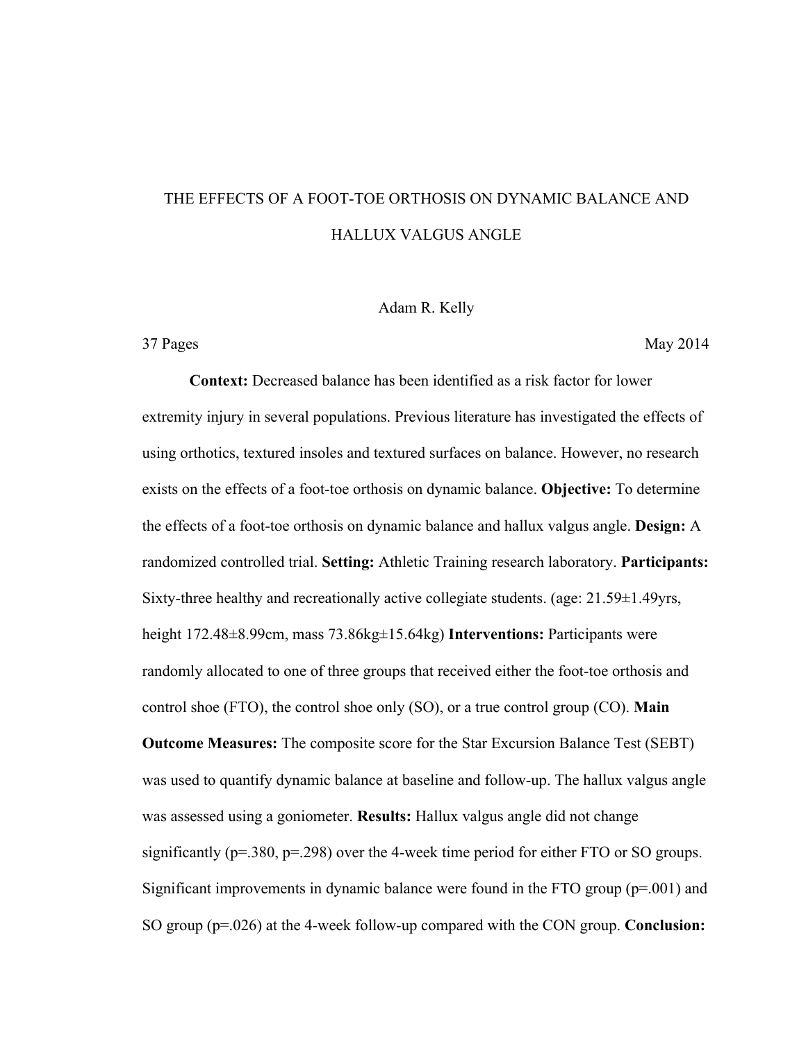# THE EFFECTS OF A FOOT-TOE ORTHOSIS ON DYNAMIC BALANCE AND HALLUX VALGUS ANGLE

Adam R. Kelly

37 Pages May 2014

**Context:** Decreased balance has been identified as a risk factor for lower extremity injury in several populations. Previous literature has investigated the effects of using orthotics, textured insoles and textured surfaces on balance. However, no research exists on the effects of a foot-toe orthosis on dynamic balance. **Objective:** To determine the effects of a foot-toe orthosis on dynamic balance and hallux valgus angle. **Design:** A randomized controlled trial. **Setting:** Athletic Training research laboratory. **Participants:** Sixty-three healthy and recreationally active collegiate students. (age: 21.59±1.49yrs, height 172.48±8.99cm, mass 73.86kg±15.64kg) **Interventions:** Participants were randomly allocated to one of three groups that received either the foot-toe orthosis and control shoe (FTO), the control shoe only (SO), or a true control group (CO). **Main Outcome Measures:** The composite score for the Star Excursion Balance Test (SEBT) was used to quantify dynamic balance at baseline and follow-up. The hallux valgus angle was assessed using a goniometer. **Results:** Hallux valgus angle did not change significantly ($p=.380$, $p=.298$) over the 4-week time period for either FTO or SO groups. Significant improvements in dynamic balance were found in the FTO group ($p=.001$) and SO group ($p=.026$) at the 4-week follow-up compared with the CON group. **Conclusion:**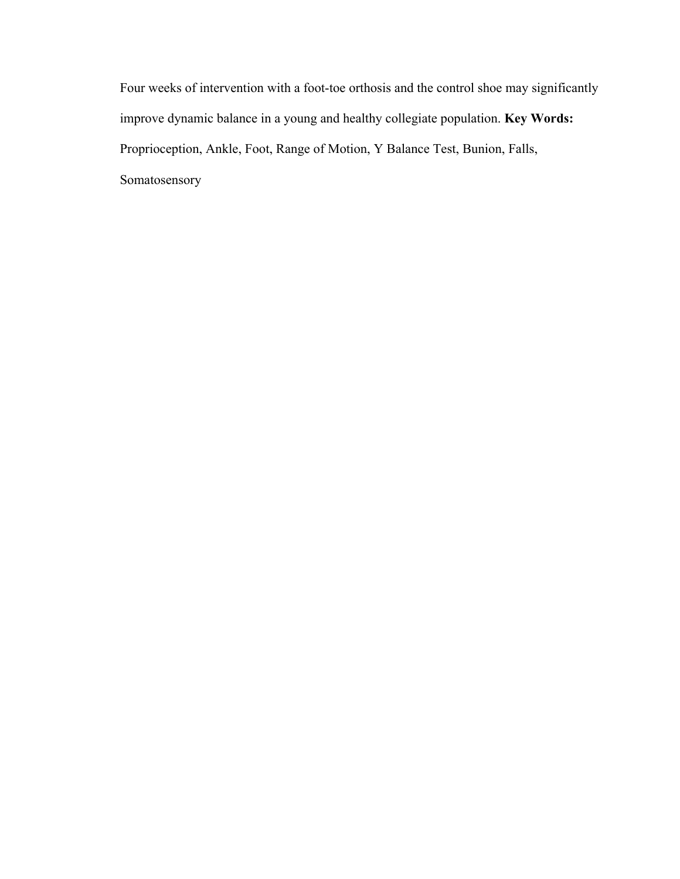Four weeks of intervention with a foot-toe orthosis and the control shoe may significantly improve dynamic balance in a young and healthy collegiate population. **Key Words:** Proprioception, Ankle, Foot, Range of Motion, Y Balance Test, Bunion, Falls, Somatosensory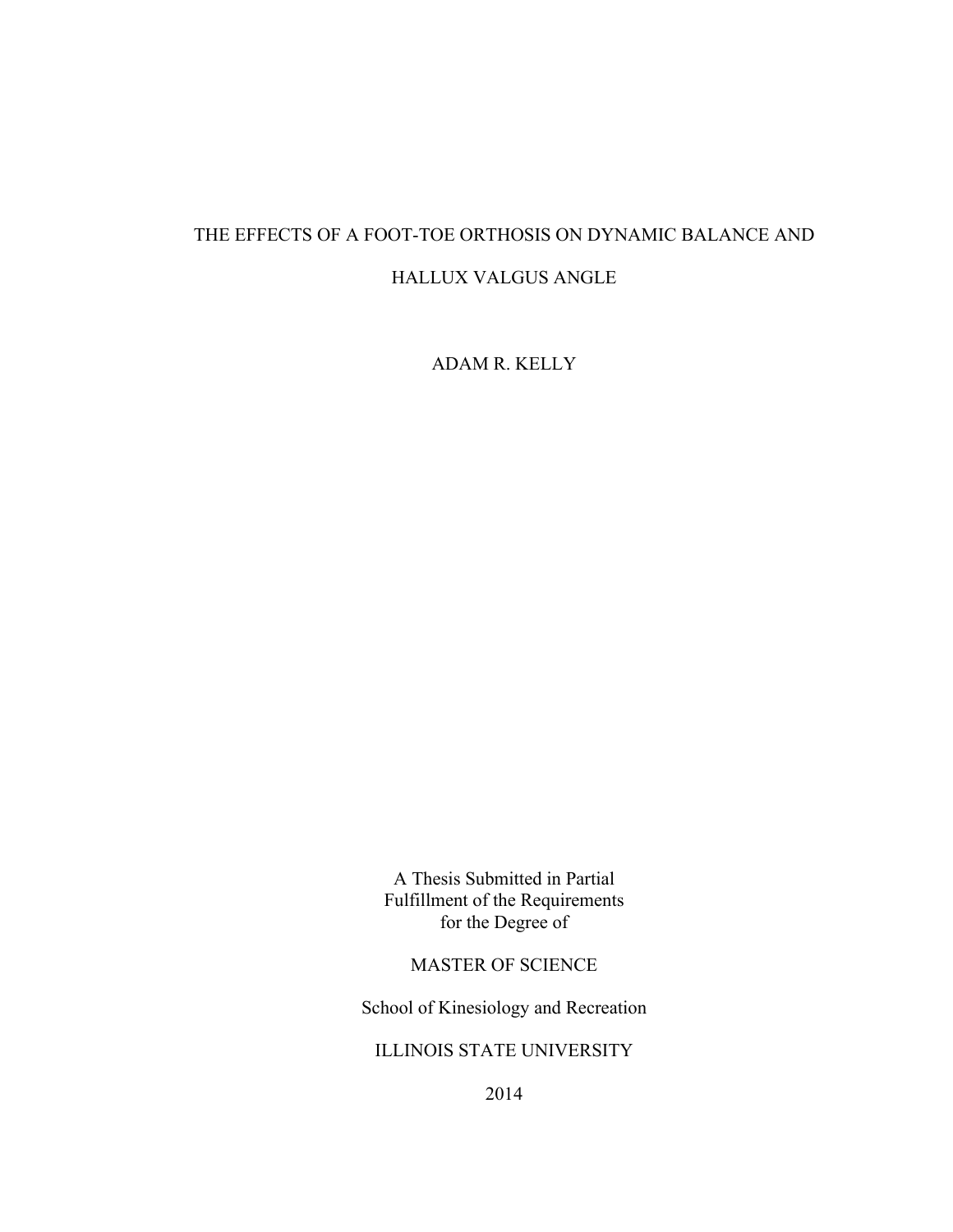# THE EFFECTS OF A FOOT-TOE ORTHOSIS ON DYNAMIC BALANCE AND HALLUX VALGUS ANGLE

ADAM R. KELLY

A Thesis Submitted in Partial
Fulfillment of the Requirements
for the Degree of

MASTER OF SCIENCE

School of Kinesiology and Recreation

ILLINOIS STATE UNIVERSITY

2014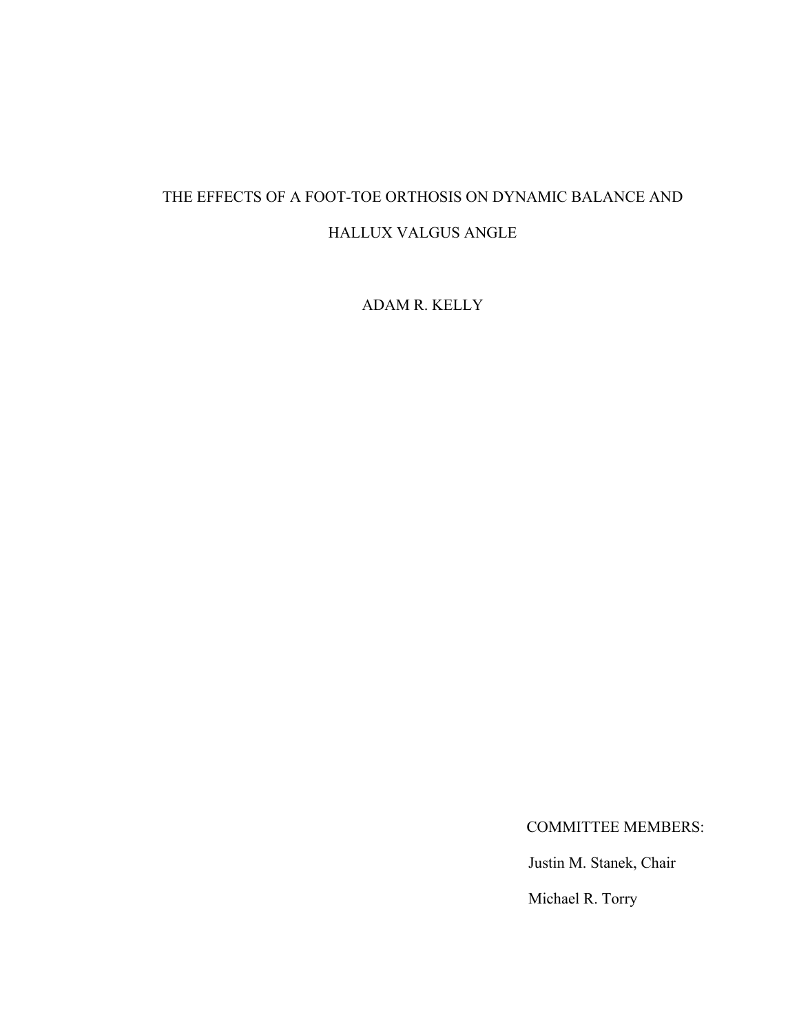# THE EFFECTS OF A FOOT-TOE ORTHOSIS ON DYNAMIC BALANCE AND HALLUX VALGUS ANGLE

ADAM R. KELLY

COMMITTEE MEMBERS:

Justin M. Stanek, Chair

Michael R. Torry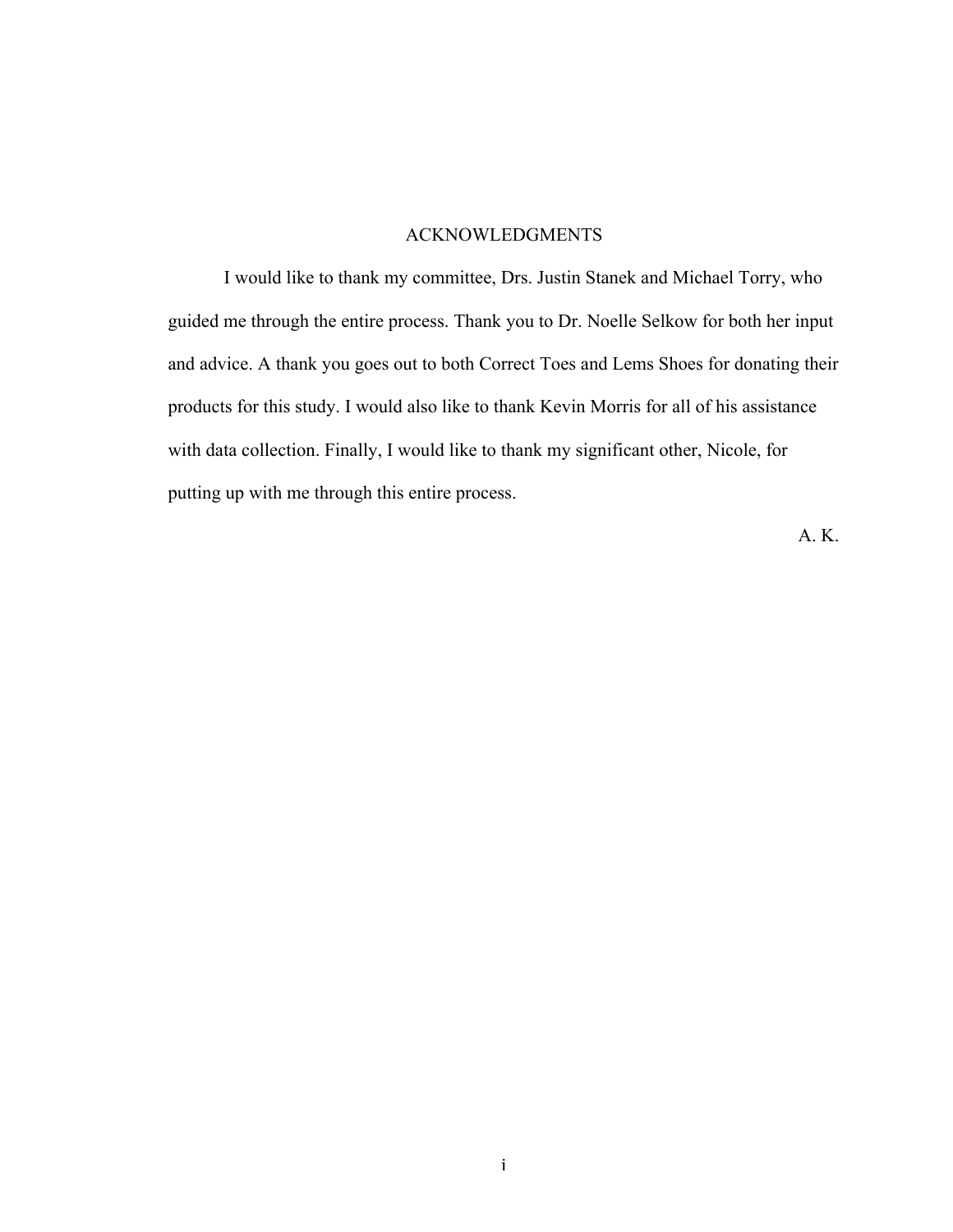# ACKNOWLEDGMENTS

I would like to thank my committee, Drs. Justin Stanek and Michael Torry, who guided me through the entire process. Thank you to Dr. Noelle Selkow for both her input and advice. A thank you goes out to both Correct Toes and Lems Shoes for donating their products for this study. I would also like to thank Kevin Morris for all of his assistance with data collection. Finally, I would like to thank my significant other, Nicole, for putting up with me through this entire process.

A. K.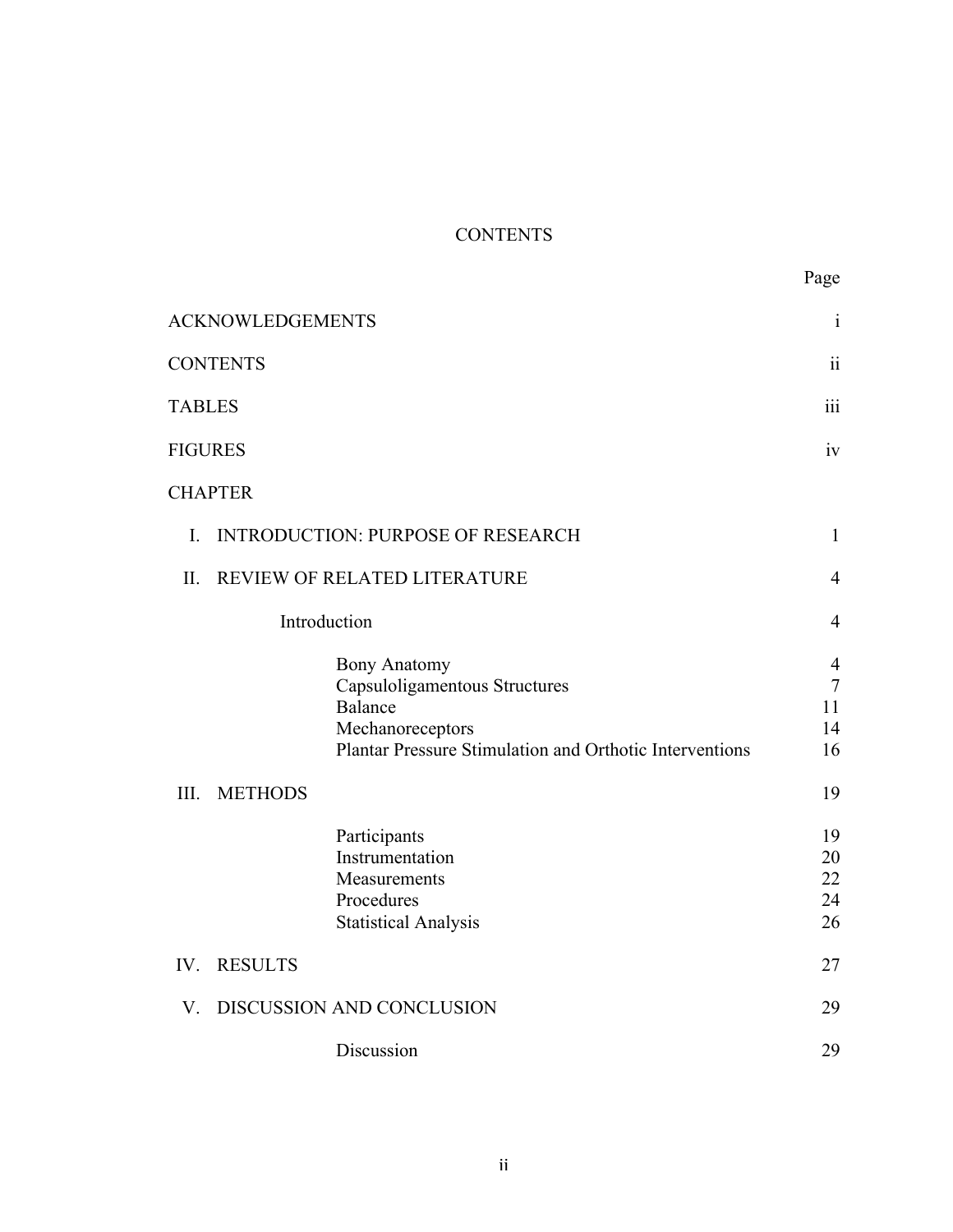# CONTENTS

| | Page |
|---|---|
| ACKNOWLEDGEMENTS | i |
| CONTENTS | ii |
| TABLES | iii |
| FIGURES | iv |
| CHAPTER | |
| I. INTRODUCTION: PURPOSE OF RESEARCH | 1 |
| II. REVIEW OF RELATED LITERATURE | 4 |
| Introduction | 4 |
| Bony Anatomy | 4 |
| Capsuloligamentous Structures | 7 |
| Balance | 11 |
| Mechanoreceptors | 14 |
| Plantar Pressure Stimulation and Orthotic Interventions | 16 |
| III. METHODS | 19 |
| Participants | 19 |
| Instrumentation | 20 |
| Measurements | 22 |
| Procedures | 24 |
| Statistical Analysis | 26 |
| IV. RESULTS | 27 |
| V. DISCUSSION AND CONCLUSION | 29 |
| Discussion | 29 |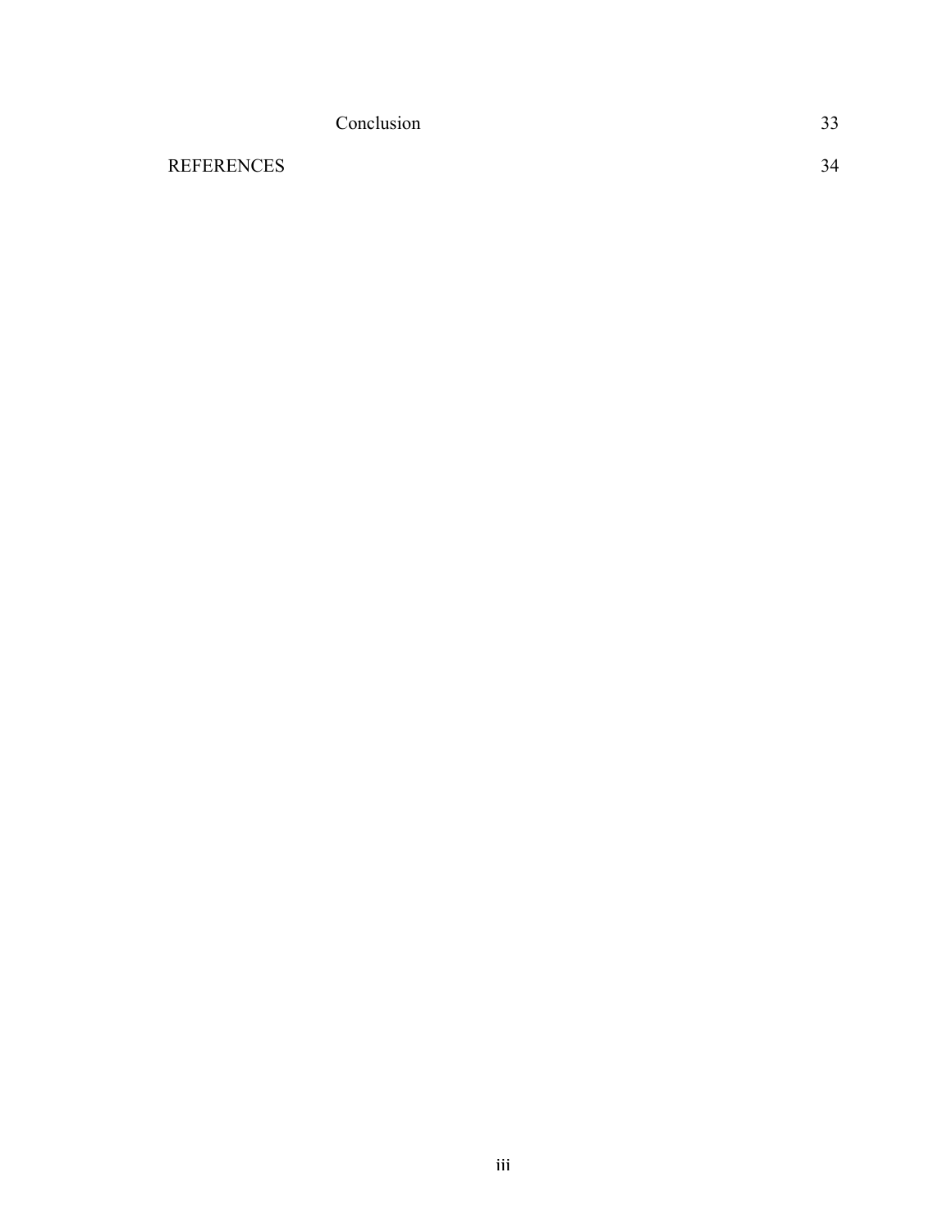Conclusion 33

REFERENCES 34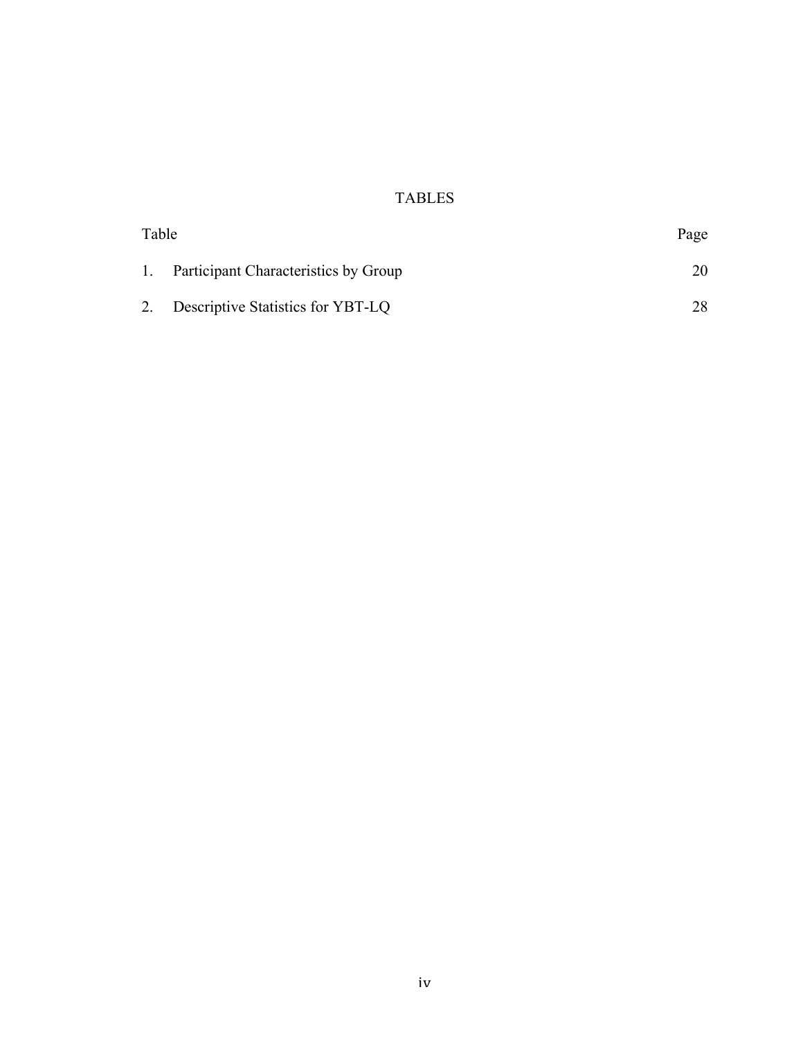# TABLES

| Table | | Page |
|---|---|---|
| 1. | Participant Characteristics by Group | 20 |
| 2. | Descriptive Statistics for YBT-LQ | 28 |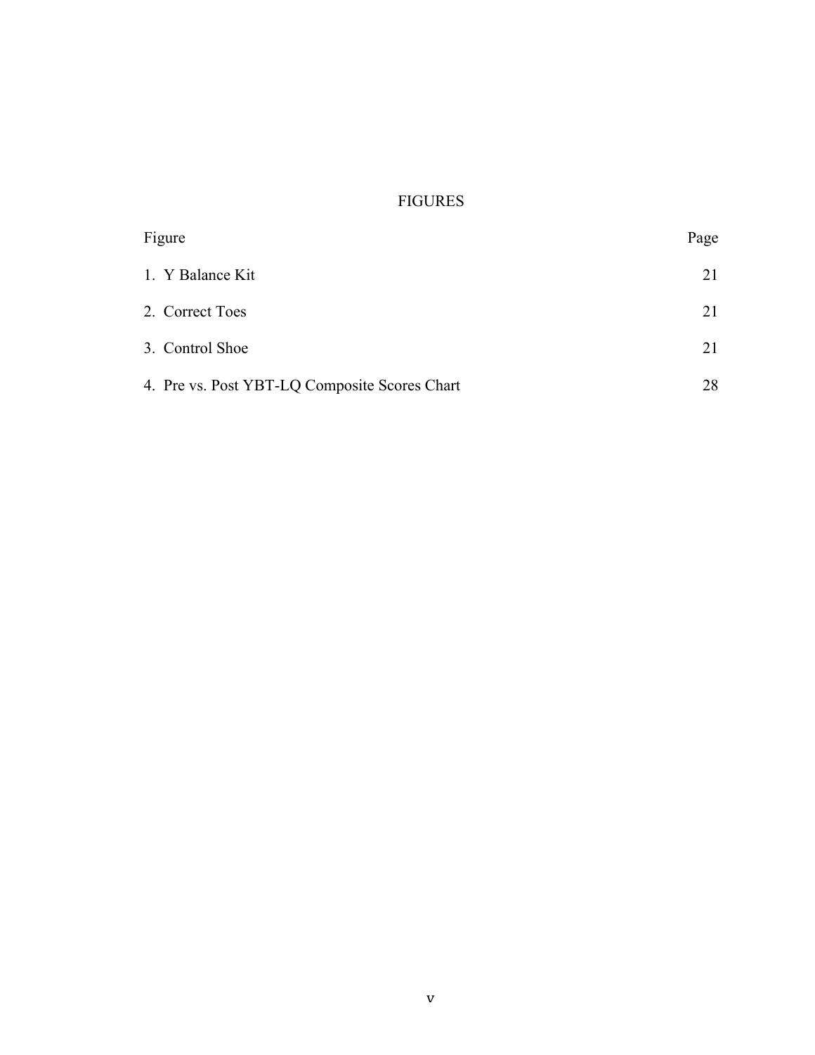# FIGURES

| Figure | Page |
| --- | --- |
| 1. Y Balance Kit | 21 |
| 2. Correct Toes | 21 |
| 3. Control Shoe | 21 |
| 4. Pre vs. Post YBT-LQ Composite Scores Chart | 28 |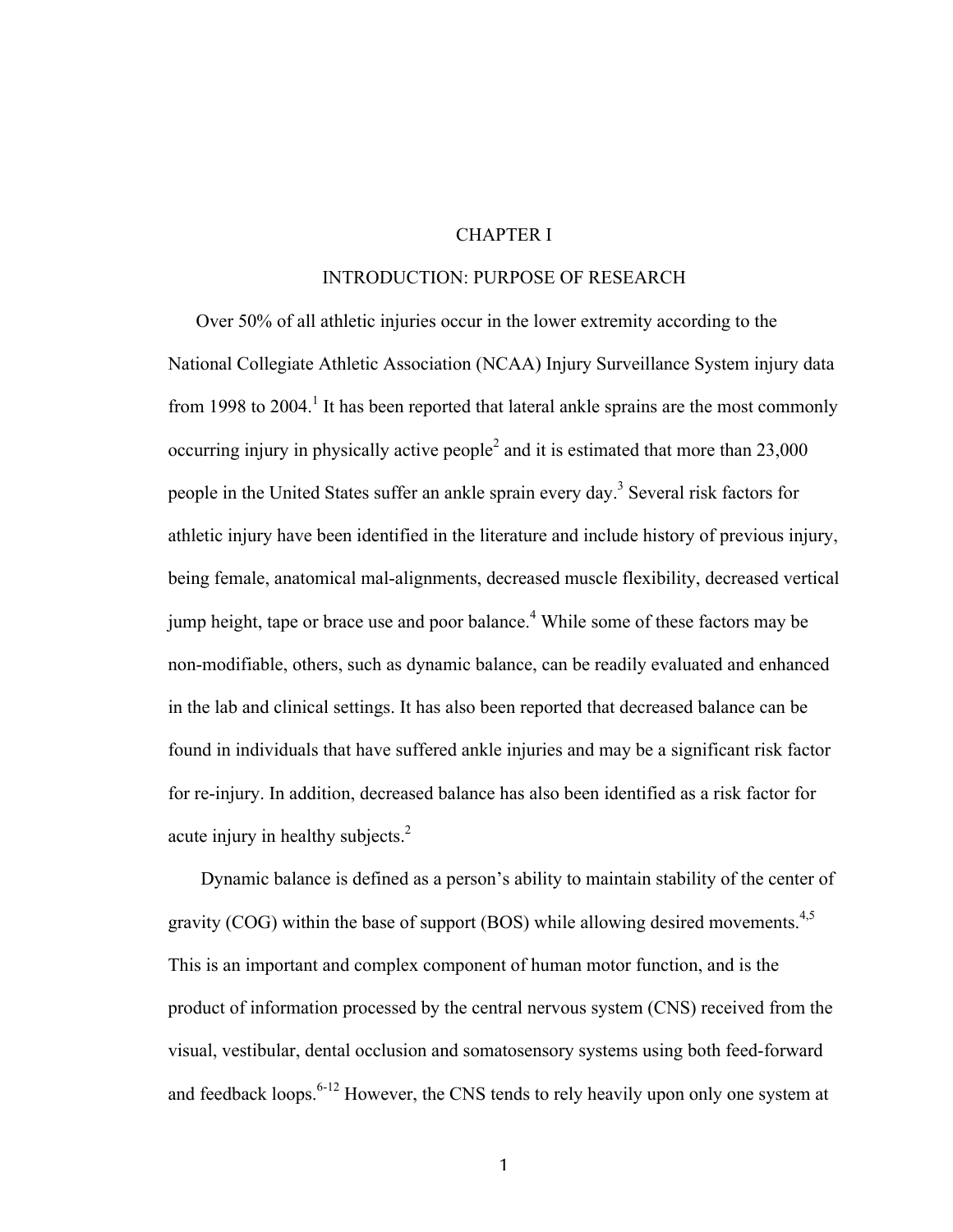# CHAPTER I

## INTRODUCTION: PURPOSE OF RESEARCH

Over 50% of all athletic injuries occur in the lower extremity according to the National Collegiate Athletic Association (NCAA) Injury Surveillance System injury data from 1998 to 2004.[1] It has been reported that lateral ankle sprains are the most commonly occurring injury in physically active people[2] and it is estimated that more than 23,000 people in the United States suffer an ankle sprain every day.[3] Several risk factors for athletic injury have been identified in the literature and include history of previous injury, being female, anatomical mal-alignments, decreased muscle flexibility, decreased vertical jump height, tape or brace use and poor balance.[4] While some of these factors may be non-modifiable, others, such as dynamic balance, can be readily evaluated and enhanced in the lab and clinical settings. It has also been reported that decreased balance can be found in individuals that have suffered ankle injuries and may be a significant risk factor for re-injury. In addition, decreased balance has also been identified as a risk factor for acute injury in healthy subjects.[2]

Dynamic balance is defined as a person's ability to maintain stability of the center of gravity (COG) within the base of support (BOS) while allowing desired movements.[4,5] This is an important and complex component of human motor function, and is the product of information processed by the central nervous system (CNS) received from the visual, vestibular, dental occlusion and somatosensory systems using both feed-forward and feedback loops.[6-12] However, the CNS tends to rely heavily upon only one system at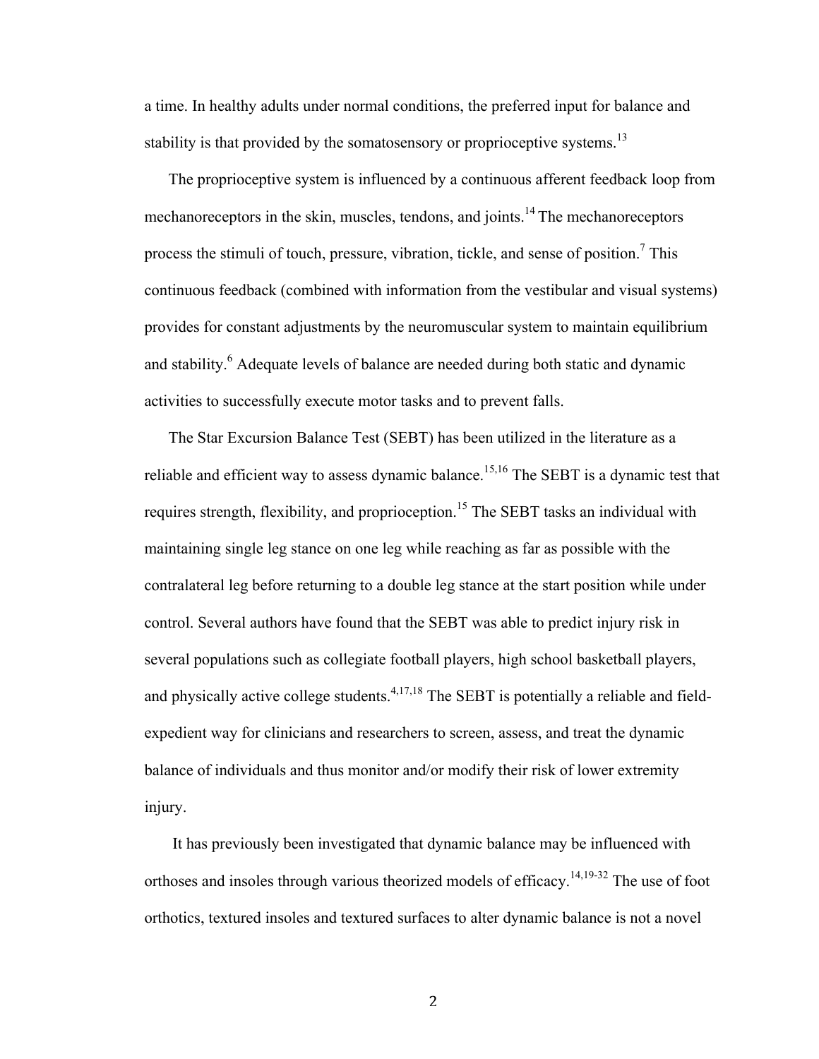a time. In healthy adults under normal conditions, the preferred input for balance and stability is that provided by the somatosensory or proprioceptive systems.[13]

The proprioceptive system is influenced by a continuous afferent feedback loop from mechanoreceptors in the skin, muscles, tendons, and joints.[14] The mechanoreceptors process the stimuli of touch, pressure, vibration, tickle, and sense of position.[7] This continuous feedback (combined with information from the vestibular and visual systems) provides for constant adjustments by the neuromuscular system to maintain equilibrium and stability.[6] Adequate levels of balance are needed during both static and dynamic activities to successfully execute motor tasks and to prevent falls.

The Star Excursion Balance Test (SEBT) has been utilized in the literature as a reliable and efficient way to assess dynamic balance.[15,16] The SEBT is a dynamic test that requires strength, flexibility, and proprioception.[15] The SEBT tasks an individual with maintaining single leg stance on one leg while reaching as far as possible with the contralateral leg before returning to a double leg stance at the start position while under control. Several authors have found that the SEBT was able to predict injury risk in several populations such as collegiate football players, high school basketball players, and physically active college students.[4,17,18] The SEBT is potentially a reliable and field-expedient way for clinicians and researchers to screen, assess, and treat the dynamic balance of individuals and thus monitor and/or modify their risk of lower extremity injury.

It has previously been investigated that dynamic balance may be influenced with orthoses and insoles through various theorized models of efficacy.[14,19-32] The use of foot orthotics, textured insoles and textured surfaces to alter dynamic balance is not a novel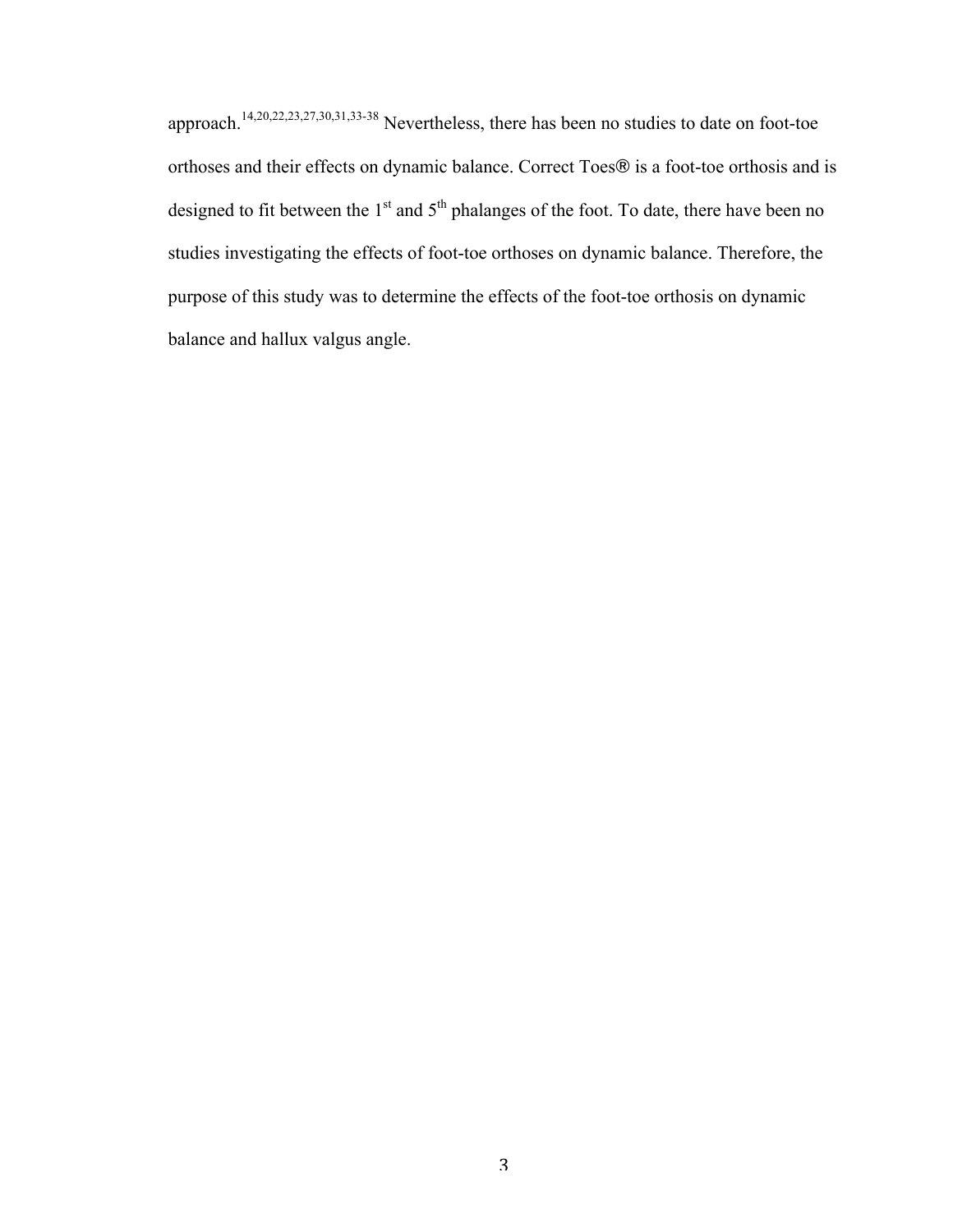approach.[14,20,22,23,27,30,31,33-38] Nevertheless, there has been no studies to date on foot-toe orthoses and their effects on dynamic balance. Correct Toes® is a foot-toe orthosis and is designed to fit between the 1st and 5th phalanges of the foot. To date, there have been no studies investigating the effects of foot-toe orthoses on dynamic balance. Therefore, the purpose of this study was to determine the effects of the foot-toe orthosis on dynamic balance and hallux valgus angle.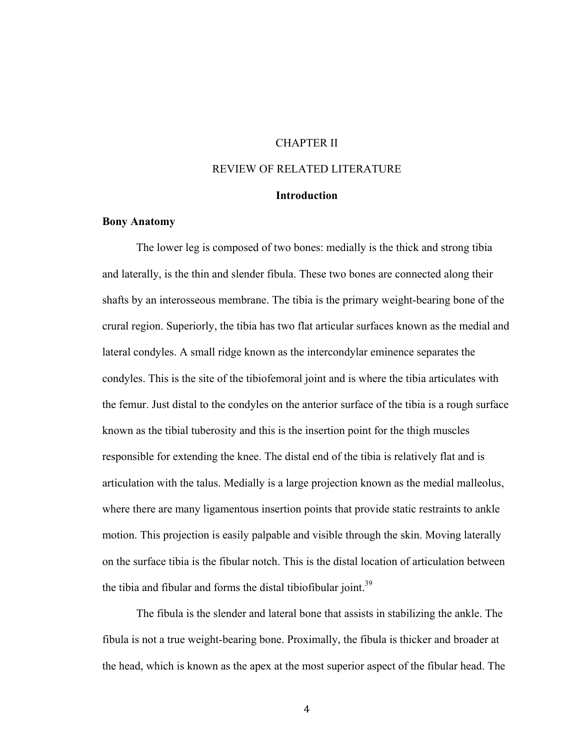# CHAPTER II

# REVIEW OF RELATED LITERATURE

## Introduction

### Bony Anatomy

The lower leg is composed of two bones: medially is the thick and strong tibia and laterally, is the thin and slender fibula. These two bones are connected along their shafts by an interosseous membrane. The tibia is the primary weight-bearing bone of the crural region. Superiorly, the tibia has two flat articular surfaces known as the medial and lateral condyles. A small ridge known as the intercondylar eminence separates the condyles. This is the site of the tibiofemoral joint and is where the tibia articulates with the femur. Just distal to the condyles on the anterior surface of the tibia is a rough surface known as the tibial tuberosity and this is the insertion point for the thigh muscles responsible for extending the knee. The distal end of the tibia is relatively flat and is articulation with the talus. Medially is a large projection known as the medial malleolus, where there are many ligamentous insertion points that provide static restraints to ankle motion. This projection is easily palpable and visible through the skin. Moving laterally on the surface tibia is the fibular notch. This is the distal location of articulation between the tibia and fibular and forms the distal tibiofibular joint.[39]

The fibula is the slender and lateral bone that assists in stabilizing the ankle. The fibula is not a true weight-bearing bone. Proximally, the fibula is thicker and broader at the head, which is known as the apex at the most superior aspect of the fibular head. The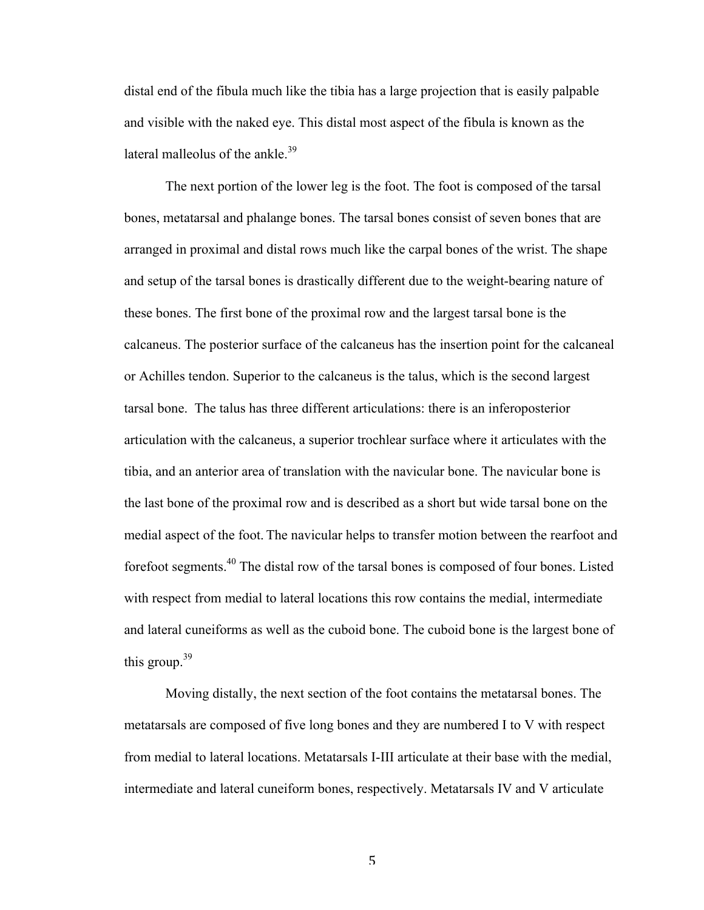distal end of the fibula much like the tibia has a large projection that is easily palpable and visible with the naked eye. This distal most aspect of the fibula is known as the lateral malleolus of the ankle.[39]

The next portion of the lower leg is the foot. The foot is composed of the tarsal bones, metatarsal and phalange bones. The tarsal bones consist of seven bones that are arranged in proximal and distal rows much like the carpal bones of the wrist. The shape and setup of the tarsal bones is drastically different due to the weight-bearing nature of these bones. The first bone of the proximal row and the largest tarsal bone is the calcaneus. The posterior surface of the calcaneus has the insertion point for the calcaneal or Achilles tendon. Superior to the calcaneus is the talus, which is the second largest tarsal bone. The talus has three different articulations: there is an inferoposterior articulation with the calcaneus, a superior trochlear surface where it articulates with the tibia, and an anterior area of translation with the navicular bone. The navicular bone is the last bone of the proximal row and is described as a short but wide tarsal bone on the medial aspect of the foot. The navicular helps to transfer motion between the rearfoot and forefoot segments.[40] The distal row of the tarsal bones is composed of four bones. Listed with respect from medial to lateral locations this row contains the medial, intermediate and lateral cuneiforms as well as the cuboid bone. The cuboid bone is the largest bone of this group.[39]

Moving distally, the next section of the foot contains the metatarsal bones. The metatarsals are composed of five long bones and they are numbered I to V with respect from medial to lateral locations. Metatarsals I-III articulate at their base with the medial, intermediate and lateral cuneiform bones, respectively. Metatarsals IV and V articulate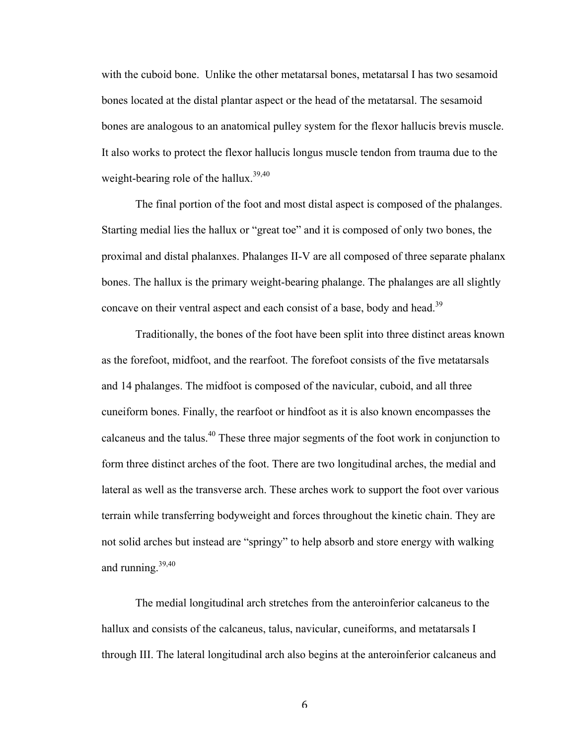with the cuboid bone. Unlike the other metatarsal bones, metatarsal I has two sesamoid bones located at the distal plantar aspect or the head of the metatarsal. The sesamoid bones are analogous to an anatomical pulley system for the flexor hallucis brevis muscle. It also works to protect the flexor hallucis longus muscle tendon from trauma due to the weight-bearing role of the hallux.[39,40]

The final portion of the foot and most distal aspect is composed of the phalanges. Starting medial lies the hallux or "great toe" and it is composed of only two bones, the proximal and distal phalanxes. Phalanges II-V are all composed of three separate phalanx bones. The hallux is the primary weight-bearing phalange. The phalanges are all slightly concave on their ventral aspect and each consist of a base, body and head.[39]

Traditionally, the bones of the foot have been split into three distinct areas known as the forefoot, midfoot, and the rearfoot. The forefoot consists of the five metatarsals and 14 phalanges. The midfoot is composed of the navicular, cuboid, and all three cuneiform bones. Finally, the rearfoot or hindfoot as it is also known encompasses the calcaneus and the talus.[40] These three major segments of the foot work in conjunction to form three distinct arches of the foot. There are two longitudinal arches, the medial and lateral as well as the transverse arch. These arches work to support the foot over various terrain while transferring bodyweight and forces throughout the kinetic chain. They are not solid arches but instead are "springy" to help absorb and store energy with walking and running.[39,40]

The medial longitudinal arch stretches from the anteroinferior calcaneus to the hallux and consists of the calcaneus, talus, navicular, cuneiforms, and metatarsals I through III. The lateral longitudinal arch also begins at the anteroinferior calcaneus and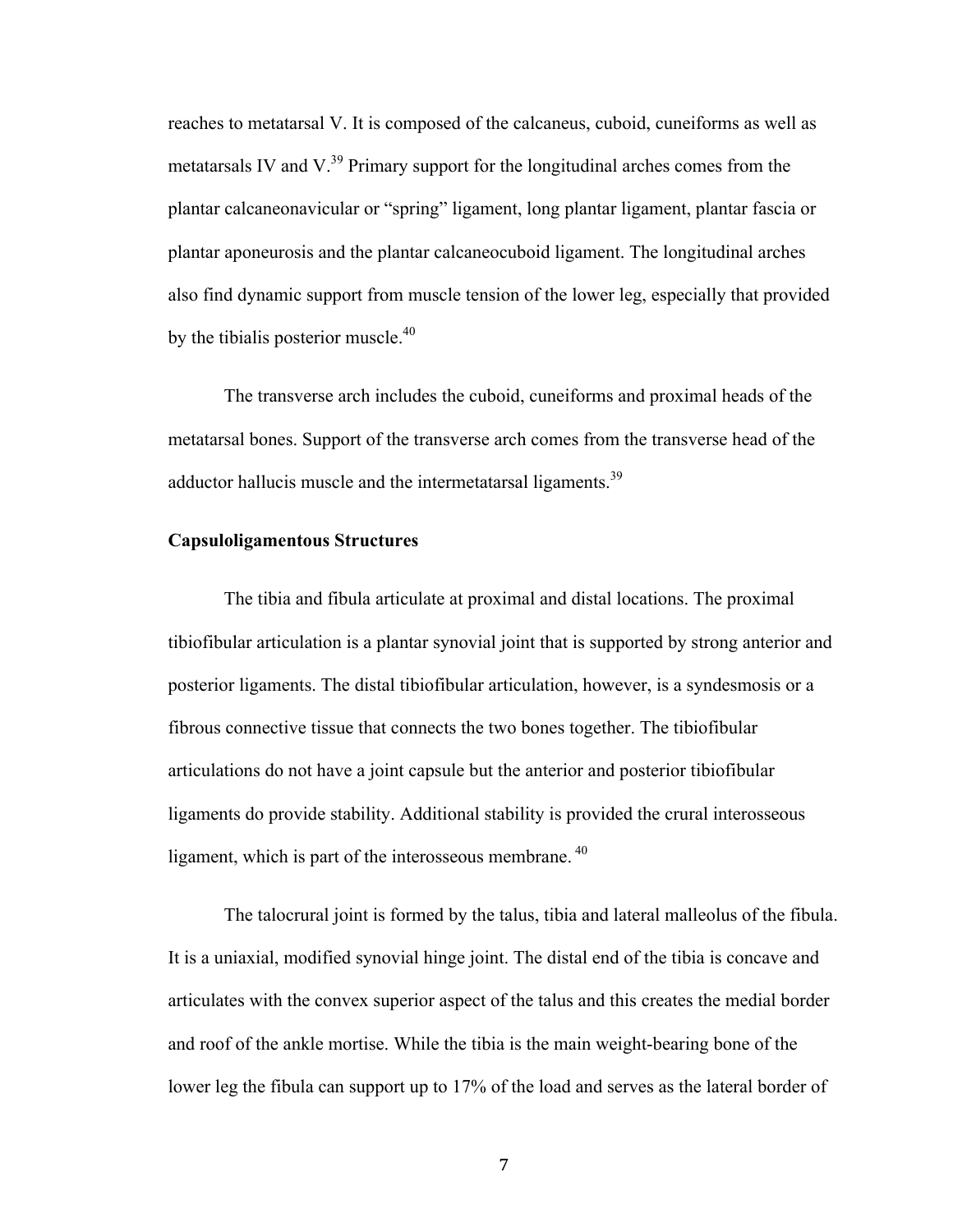reaches to metatarsal V. It is composed of the calcaneus, cuboid, cuneiforms as well as metatarsals IV and V.[39] Primary support for the longitudinal arches comes from the plantar calcaneonavicular or "spring" ligament, long plantar ligament, plantar fascia or plantar aponeurosis and the plantar calcaneocuboid ligament. The longitudinal arches also find dynamic support from muscle tension of the lower leg, especially that provided by the tibialis posterior muscle.[40]

The transverse arch includes the cuboid, cuneiforms and proximal heads of the metatarsal bones. Support of the transverse arch comes from the transverse head of the adductor hallucis muscle and the intermetatarsal ligaments.[39]

**Capsuloligamentous Structures**

The tibia and fibula articulate at proximal and distal locations. The proximal tibiofibular articulation is a plantar synovial joint that is supported by strong anterior and posterior ligaments. The distal tibiofibular articulation, however, is a syndesmosis or a fibrous connective tissue that connects the two bones together. The tibiofibular articulations do not have a joint capsule but the anterior and posterior tibiofibular ligaments do provide stability. Additional stability is provided the crural interosseous ligament, which is part of the interosseous membrane. [40]

The talocrural joint is formed by the talus, tibia and lateral malleolus of the fibula. It is a uniaxial, modified synovial hinge joint. The distal end of the tibia is concave and articulates with the convex superior aspect of the talus and this creates the medial border and roof of the ankle mortise. While the tibia is the main weight-bearing bone of the lower leg the fibula can support up to 17% of the load and serves as the lateral border of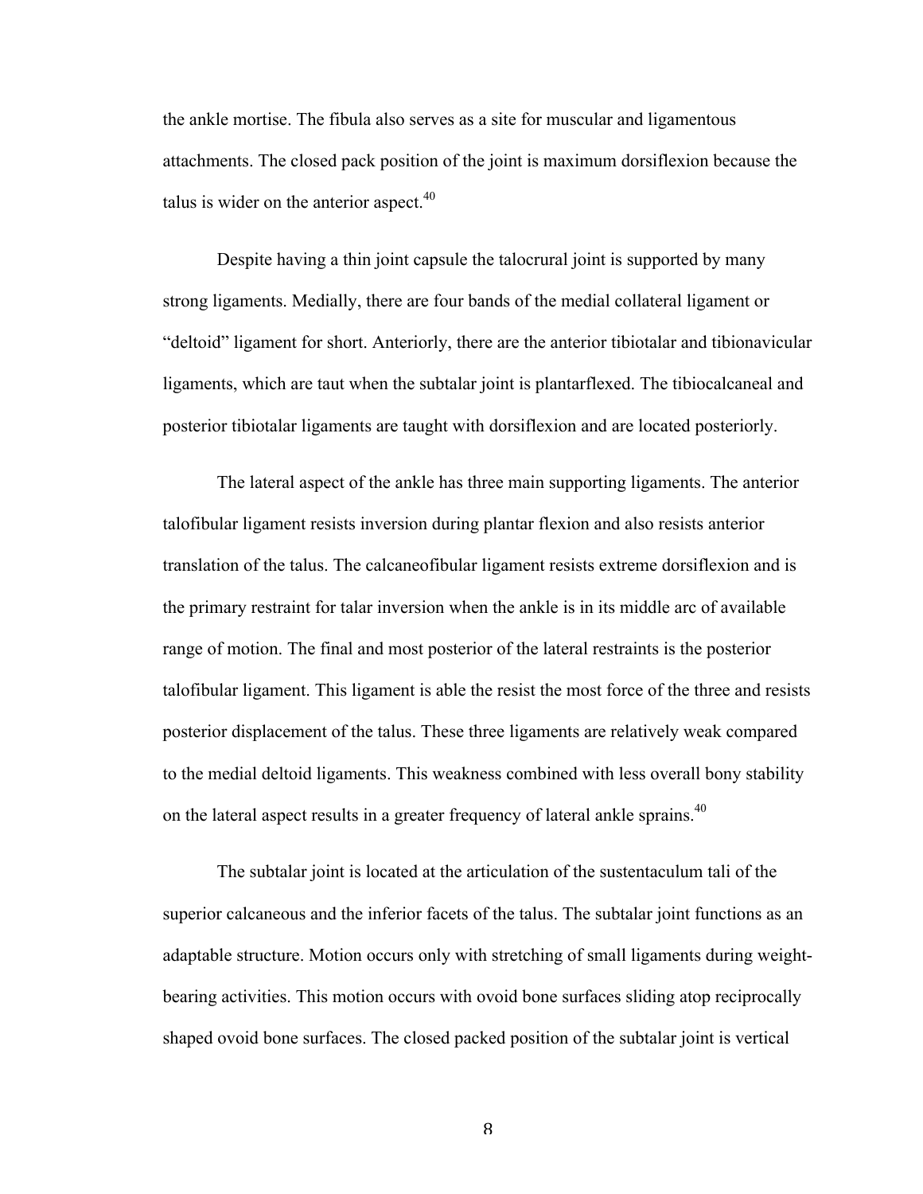the ankle mortise. The fibula also serves as a site for muscular and ligamentous attachments. The closed pack position of the joint is maximum dorsiflexion because the talus is wider on the anterior aspect.[40]

Despite having a thin joint capsule the talocrural joint is supported by many strong ligaments. Medially, there are four bands of the medial collateral ligament or "deltoid" ligament for short. Anteriorly, there are the anterior tibiotalar and tibionavicular ligaments, which are taut when the subtalar joint is plantarflexed. The tibiocalcaneal and posterior tibiotalar ligaments are taught with dorsiflexion and are located posteriorly.

The lateral aspect of the ankle has three main supporting ligaments. The anterior talofibular ligament resists inversion during plantar flexion and also resists anterior translation of the talus. The calcaneofibular ligament resists extreme dorsiflexion and is the primary restraint for talar inversion when the ankle is in its middle arc of available range of motion. The final and most posterior of the lateral restraints is the posterior talofibular ligament. This ligament is able the resist the most force of the three and resists posterior displacement of the talus. These three ligaments are relatively weak compared to the medial deltoid ligaments. This weakness combined with less overall bony stability on the lateral aspect results in a greater frequency of lateral ankle sprains.[40]

The subtalar joint is located at the articulation of the sustentaculum tali of the superior calcaneous and the inferior facets of the talus. The subtalar joint functions as an adaptable structure. Motion occurs only with stretching of small ligaments during weight-bearing activities. This motion occurs with ovoid bone surfaces sliding atop reciprocally shaped ovoid bone surfaces. The closed packed position of the subtalar joint is vertical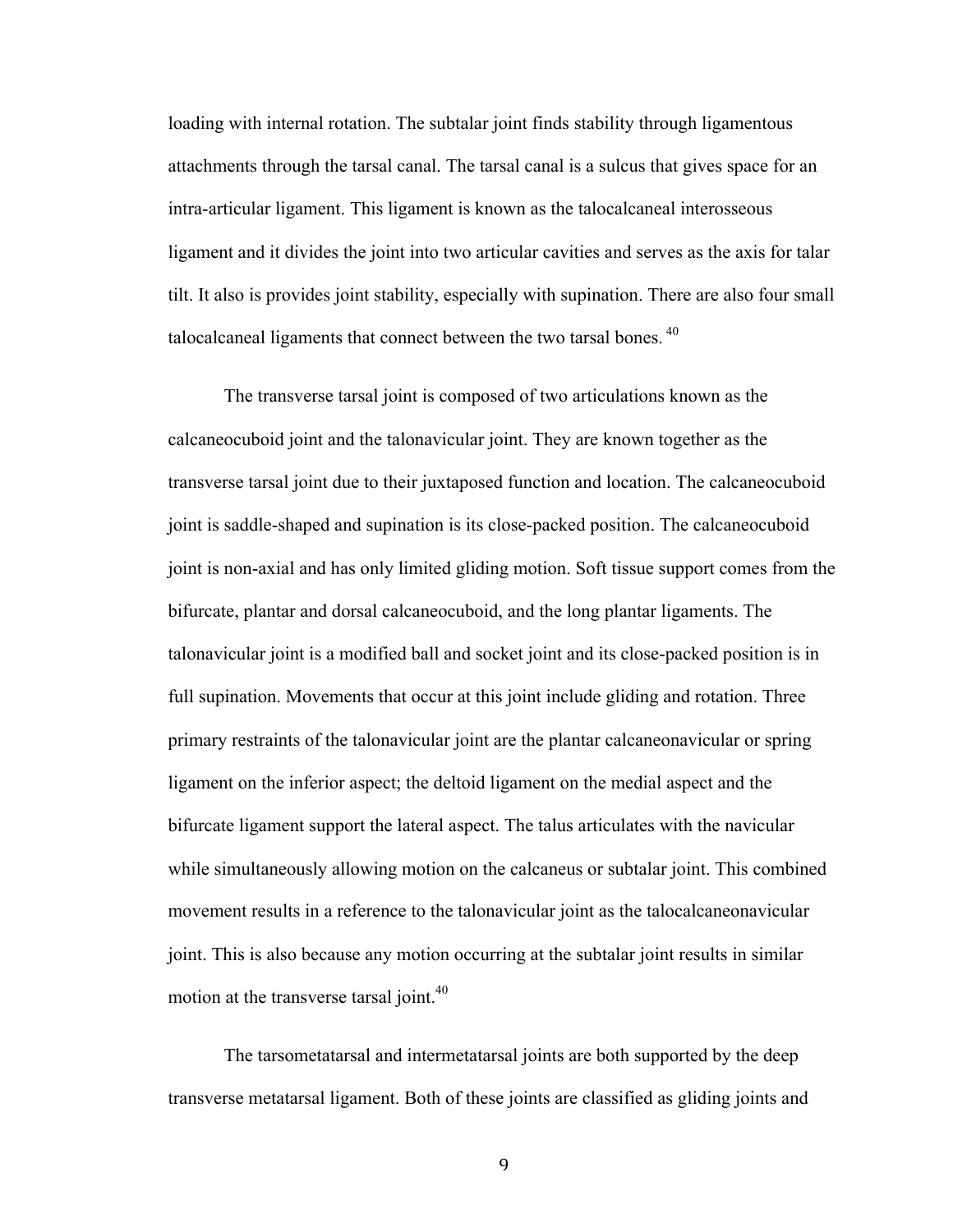loading with internal rotation. The subtalar joint finds stability through ligamentous attachments through the tarsal canal. The tarsal canal is a sulcus that gives space for an intra-articular ligament. This ligament is known as the talocalcaneal interosseous ligament and it divides the joint into two articular cavities and serves as the axis for talar tilt. It also is provides joint stability, especially with supination. There are also four small talocalcaneal ligaments that connect between the two tarsal bones. [40]

The transverse tarsal joint is composed of two articulations known as the calcaneocuboid joint and the talonavicular joint. They are known together as the transverse tarsal joint due to their juxtaposed function and location. The calcaneocuboid joint is saddle-shaped and supination is its close-packed position. The calcaneocuboid joint is non-axial and has only limited gliding motion. Soft tissue support comes from the bifurcate, plantar and dorsal calcaneocuboid, and the long plantar ligaments. The talonavicular joint is a modified ball and socket joint and its close-packed position is in full supination. Movements that occur at this joint include gliding and rotation. Three primary restraints of the talonavicular joint are the plantar calcaneonavicular or spring ligament on the inferior aspect; the deltoid ligament on the medial aspect and the bifurcate ligament support the lateral aspect. The talus articulates with the navicular while simultaneously allowing motion on the calcaneus or subtalar joint. This combined movement results in a reference to the talonavicular joint as the talocalcaneonavicular joint. This is also because any motion occurring at the subtalar joint results in similar motion at the transverse tarsal joint.[40]

The tarsometatarsal and intermetatarsal joints are both supported by the deep transverse metatarsal ligament. Both of these joints are classified as gliding joints and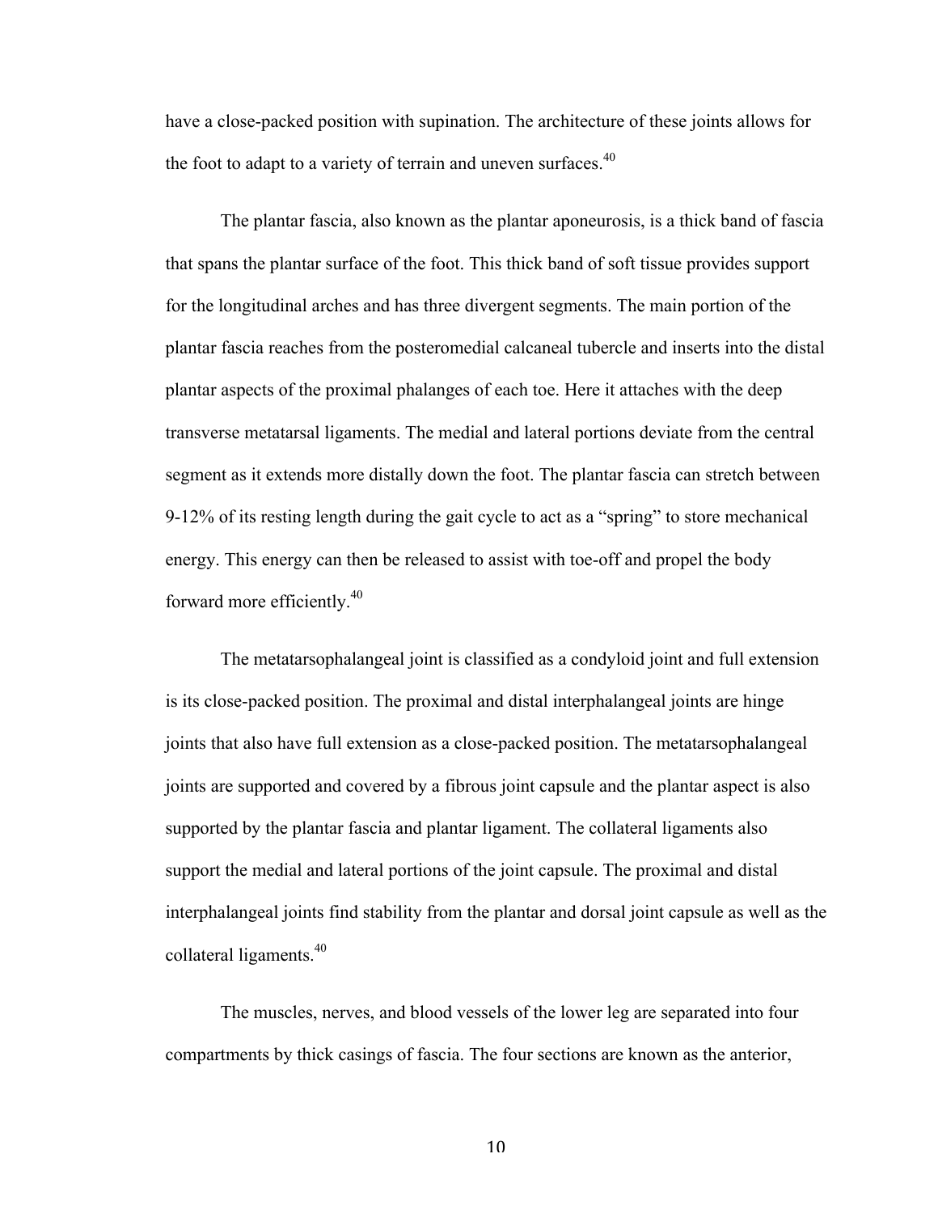have a close-packed position with supination. The architecture of these joints allows for the foot to adapt to a variety of terrain and uneven surfaces.[40]

The plantar fascia, also known as the plantar aponeurosis, is a thick band of fascia that spans the plantar surface of the foot. This thick band of soft tissue provides support for the longitudinal arches and has three divergent segments. The main portion of the plantar fascia reaches from the posteromedial calcaneal tubercle and inserts into the distal plantar aspects of the proximal phalanges of each toe. Here it attaches with the deep transverse metatarsal ligaments. The medial and lateral portions deviate from the central segment as it extends more distally down the foot. The plantar fascia can stretch between 9-12% of its resting length during the gait cycle to act as a "spring" to store mechanical energy. This energy can then be released to assist with toe-off and propel the body forward more efficiently.[40]

The metatarsophalangeal joint is classified as a condyloid joint and full extension is its close-packed position. The proximal and distal interphalangeal joints are hinge joints that also have full extension as a close-packed position. The metatarsophalangeal joints are supported and covered by a fibrous joint capsule and the plantar aspect is also supported by the plantar fascia and plantar ligament. The collateral ligaments also support the medial and lateral portions of the joint capsule. The proximal and distal interphalangeal joints find stability from the plantar and dorsal joint capsule as well as the collateral ligaments.[40]

The muscles, nerves, and blood vessels of the lower leg are separated into four compartments by thick casings of fascia. The four sections are known as the anterior,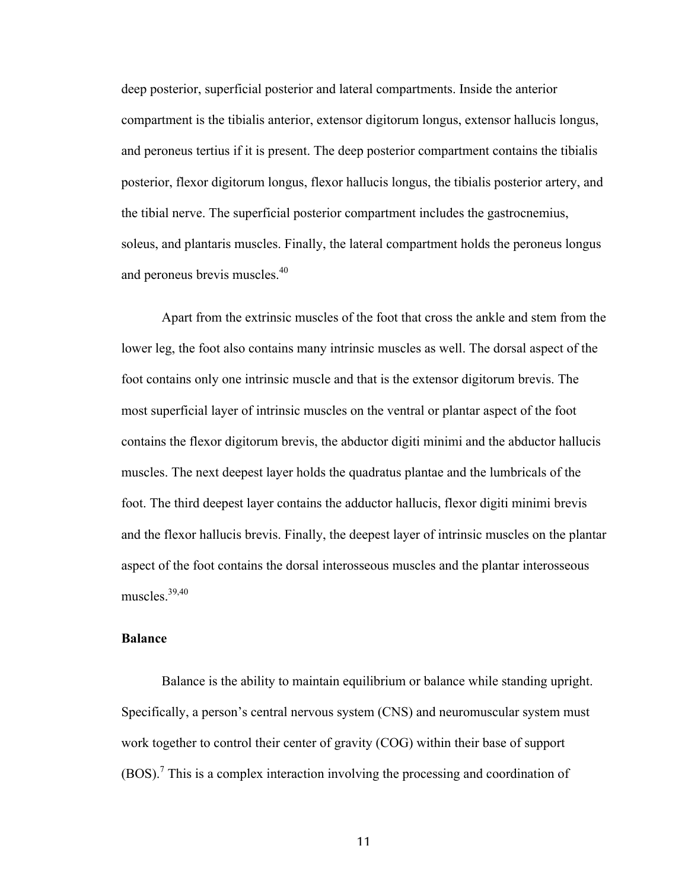deep posterior, superficial posterior and lateral compartments. Inside the anterior compartment is the tibialis anterior, extensor digitorum longus, extensor hallucis longus, and peroneus tertius if it is present. The deep posterior compartment contains the tibialis posterior, flexor digitorum longus, flexor hallucis longus, the tibialis posterior artery, and the tibial nerve. The superficial posterior compartment includes the gastrocnemius, soleus, and plantaris muscles. Finally, the lateral compartment holds the peroneus longus and peroneus brevis muscles.[40]

Apart from the extrinsic muscles of the foot that cross the ankle and stem from the lower leg, the foot also contains many intrinsic muscles as well. The dorsal aspect of the foot contains only one intrinsic muscle and that is the extensor digitorum brevis. The most superficial layer of intrinsic muscles on the ventral or plantar aspect of the foot contains the flexor digitorum brevis, the abductor digiti minimi and the abductor hallucis muscles. The next deepest layer holds the quadratus plantae and the lumbricals of the foot. The third deepest layer contains the adductor hallucis, flexor digiti minimi brevis and the flexor hallucis brevis. Finally, the deepest layer of intrinsic muscles on the plantar aspect of the foot contains the dorsal interosseous muscles and the plantar interosseous muscles.[39,40]

**Balance**

Balance is the ability to maintain equilibrium or balance while standing upright. Specifically, a person's central nervous system (CNS) and neuromuscular system must work together to control their center of gravity (COG) within their base of support (BOS).[7] This is a complex interaction involving the processing and coordination of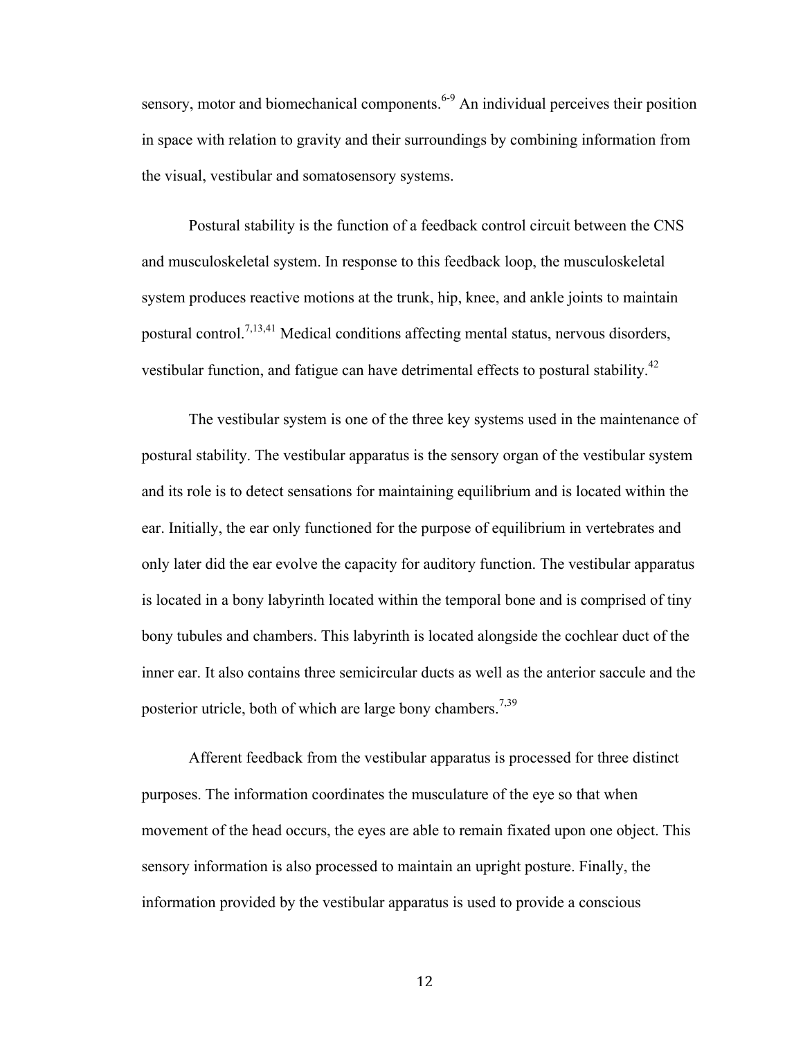sensory, motor and biomechanical components.[6-9] An individual perceives their position in space with relation to gravity and their surroundings by combining information from the visual, vestibular and somatosensory systems.

Postural stability is the function of a feedback control circuit between the CNS and musculoskeletal system. In response to this feedback loop, the musculoskeletal system produces reactive motions at the trunk, hip, knee, and ankle joints to maintain postural control.[7,13,41] Medical conditions affecting mental status, nervous disorders, vestibular function, and fatigue can have detrimental effects to postural stability.[42]

The vestibular system is one of the three key systems used in the maintenance of postural stability. The vestibular apparatus is the sensory organ of the vestibular system and its role is to detect sensations for maintaining equilibrium and is located within the ear. Initially, the ear only functioned for the purpose of equilibrium in vertebrates and only later did the ear evolve the capacity for auditory function. The vestibular apparatus is located in a bony labyrinth located within the temporal bone and is comprised of tiny bony tubules and chambers. This labyrinth is located alongside the cochlear duct of the inner ear. It also contains three semicircular ducts as well as the anterior saccule and the posterior utricle, both of which are large bony chambers.[7,39]

Afferent feedback from the vestibular apparatus is processed for three distinct purposes. The information coordinates the musculature of the eye so that when movement of the head occurs, the eyes are able to remain fixated upon one object. This sensory information is also processed to maintain an upright posture. Finally, the information provided by the vestibular apparatus is used to provide a conscious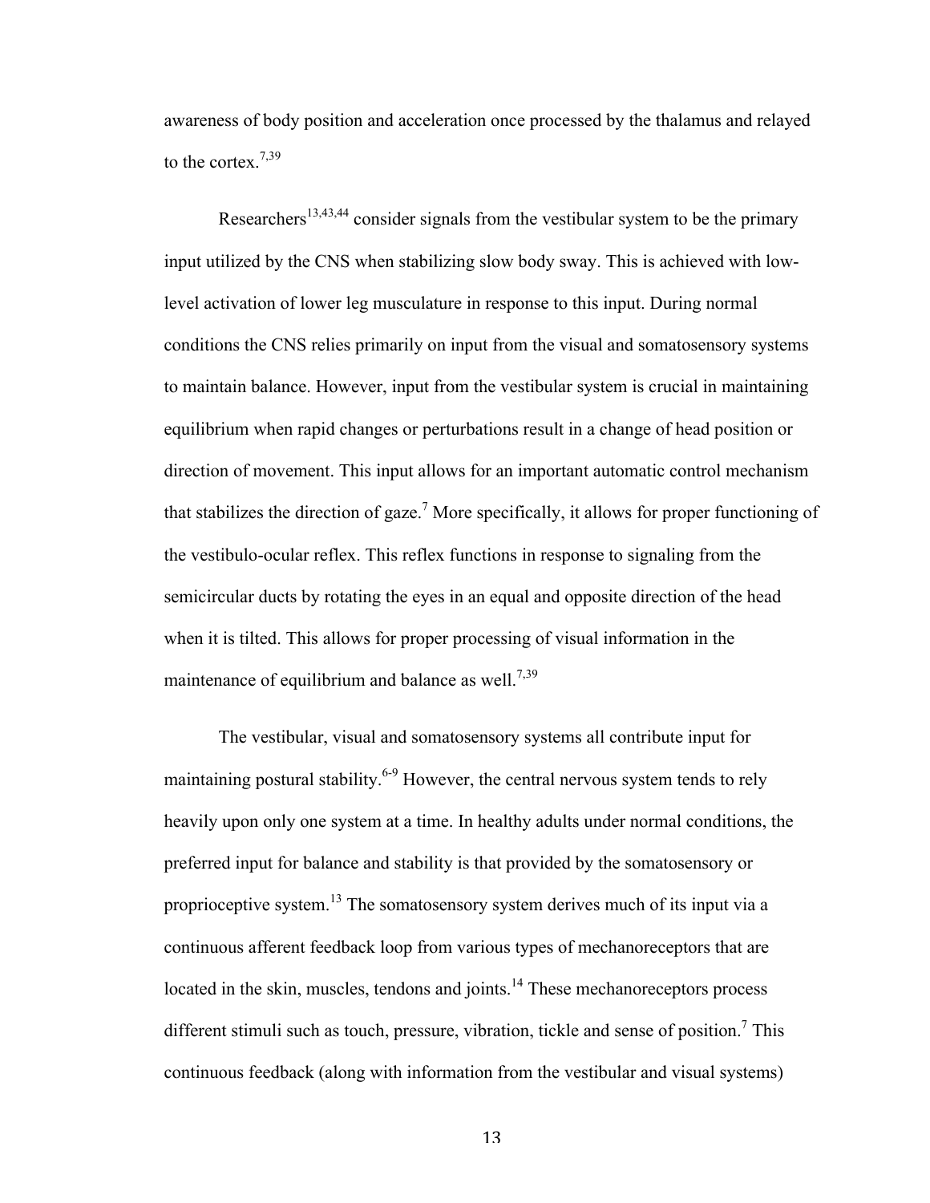awareness of body position and acceleration once processed by the thalamus and relayed to the cortex.[7,39]

Researchers[13,43,44] consider signals from the vestibular system to be the primary input utilized by the CNS when stabilizing slow body sway. This is achieved with low-level activation of lower leg musculature in response to this input. During normal conditions the CNS relies primarily on input from the visual and somatosensory systems to maintain balance. However, input from the vestibular system is crucial in maintaining equilibrium when rapid changes or perturbations result in a change of head position or direction of movement. This input allows for an important automatic control mechanism that stabilizes the direction of gaze.[7] More specifically, it allows for proper functioning of the vestibulo-ocular reflex. This reflex functions in response to signaling from the semicircular ducts by rotating the eyes in an equal and opposite direction of the head when it is tilted. This allows for proper processing of visual information in the maintenance of equilibrium and balance as well.[7,39]

The vestibular, visual and somatosensory systems all contribute input for maintaining postural stability.[6-9] However, the central nervous system tends to rely heavily upon only one system at a time. In healthy adults under normal conditions, the preferred input for balance and stability is that provided by the somatosensory or proprioceptive system.[13] The somatosensory system derives much of its input via a continuous afferent feedback loop from various types of mechanoreceptors that are located in the skin, muscles, tendons and joints.[14] These mechanoreceptors process different stimuli such as touch, pressure, vibration, tickle and sense of position.[7] This continuous feedback (along with information from the vestibular and visual systems)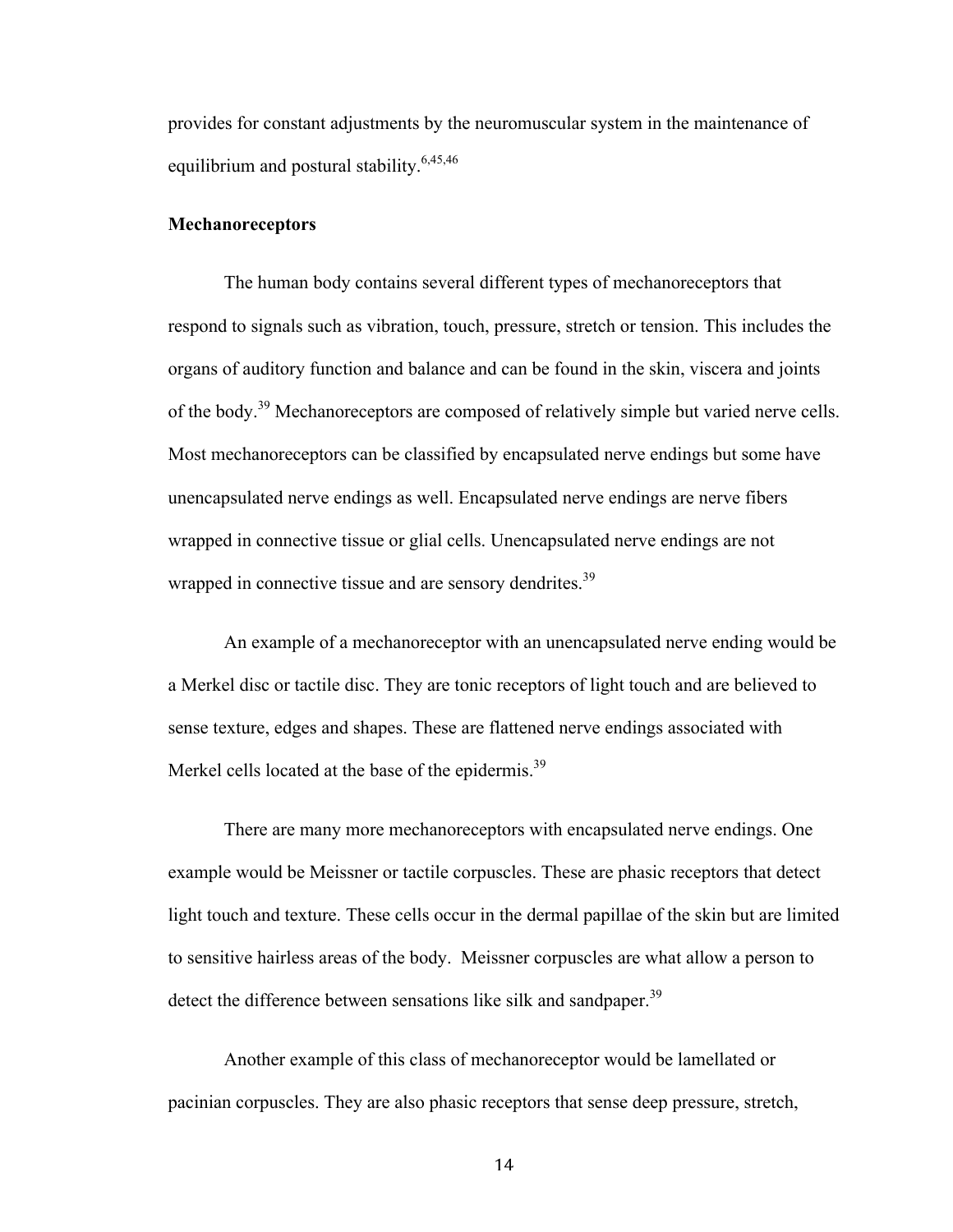provides for constant adjustments by the neuromuscular system in the maintenance of equilibrium and postural stability.[6,45,46]

**Mechanoreceptors**

The human body contains several different types of mechanoreceptors that respond to signals such as vibration, touch, pressure, stretch or tension. This includes the organs of auditory function and balance and can be found in the skin, viscera and joints of the body.[39] Mechanoreceptors are composed of relatively simple but varied nerve cells. Most mechanoreceptors can be classified by encapsulated nerve endings but some have unencapsulated nerve endings as well. Encapsulated nerve endings are nerve fibers wrapped in connective tissue or glial cells. Unencapsulated nerve endings are not wrapped in connective tissue and are sensory dendrites.[39]

An example of a mechanoreceptor with an unencapsulated nerve ending would be a Merkel disc or tactile disc. They are tonic receptors of light touch and are believed to sense texture, edges and shapes. These are flattened nerve endings associated with Merkel cells located at the base of the epidermis.[39]

There are many more mechanoreceptors with encapsulated nerve endings. One example would be Meissner or tactile corpuscles. These are phasic receptors that detect light touch and texture. These cells occur in the dermal papillae of the skin but are limited to sensitive hairless areas of the body. Meissner corpuscles are what allow a person to detect the difference between sensations like silk and sandpaper.[39]

Another example of this class of mechanoreceptor would be lamellated or pacinian corpuscles. They are also phasic receptors that sense deep pressure, stretch,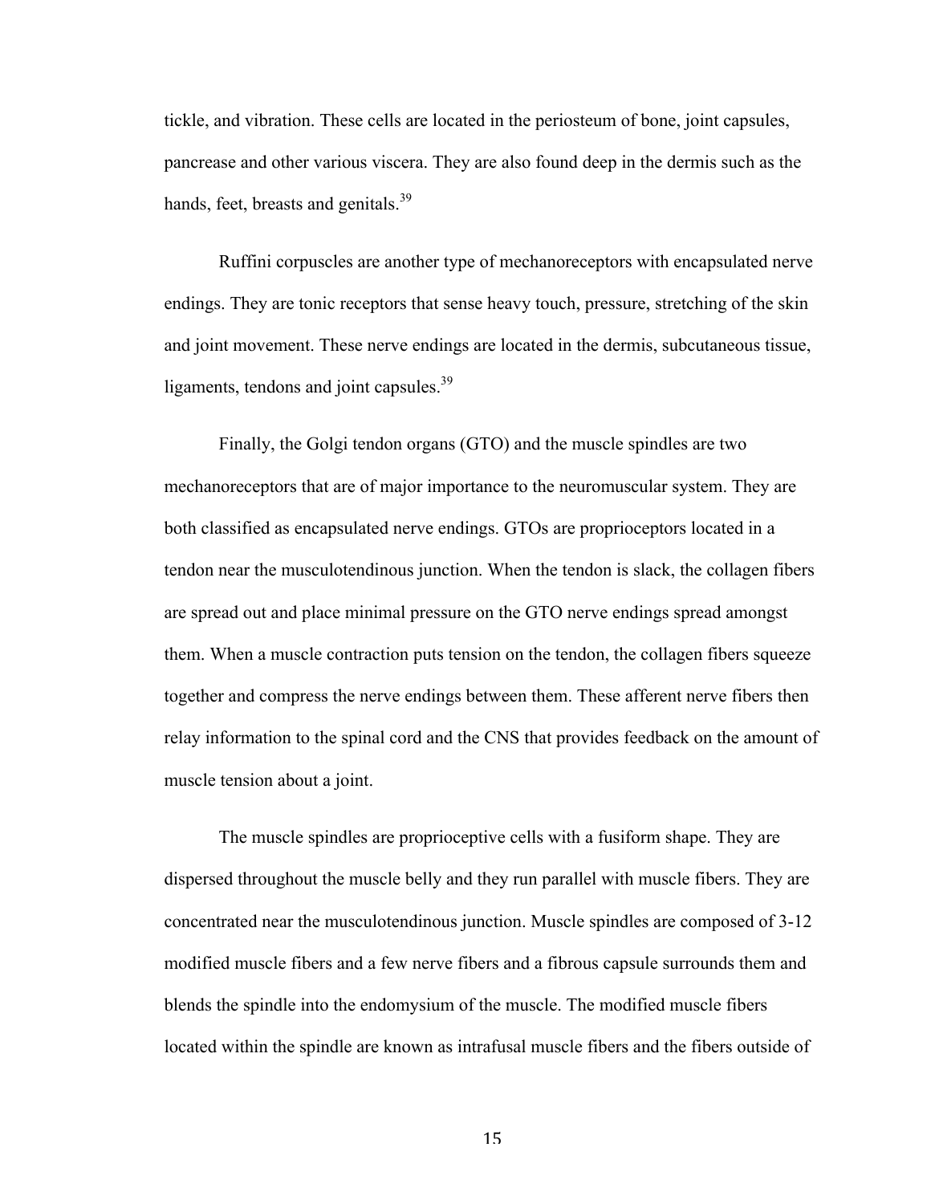tickle, and vibration. These cells are located in the periosteum of bone, joint capsules, pancrease and other various viscera. They are also found deep in the dermis such as the hands, feet, breasts and genitals.[39]

Ruffini corpuscles are another type of mechanoreceptors with encapsulated nerve endings. They are tonic receptors that sense heavy touch, pressure, stretching of the skin and joint movement. These nerve endings are located in the dermis, subcutaneous tissue, ligaments, tendons and joint capsules.[39]

Finally, the Golgi tendon organs (GTO) and the muscle spindles are two mechanoreceptors that are of major importance to the neuromuscular system. They are both classified as encapsulated nerve endings. GTOs are proprioceptors located in a tendon near the musculotendinous junction. When the tendon is slack, the collagen fibers are spread out and place minimal pressure on the GTO nerve endings spread amongst them. When a muscle contraction puts tension on the tendon, the collagen fibers squeeze together and compress the nerve endings between them. These afferent nerve fibers then relay information to the spinal cord and the CNS that provides feedback on the amount of muscle tension about a joint.

The muscle spindles are proprioceptive cells with a fusiform shape. They are dispersed throughout the muscle belly and they run parallel with muscle fibers. They are concentrated near the musculotendinous junction. Muscle spindles are composed of 3-12 modified muscle fibers and a few nerve fibers and a fibrous capsule surrounds them and blends the spindle into the endomysium of the muscle. The modified muscle fibers located within the spindle are known as intrafusal muscle fibers and the fibers outside of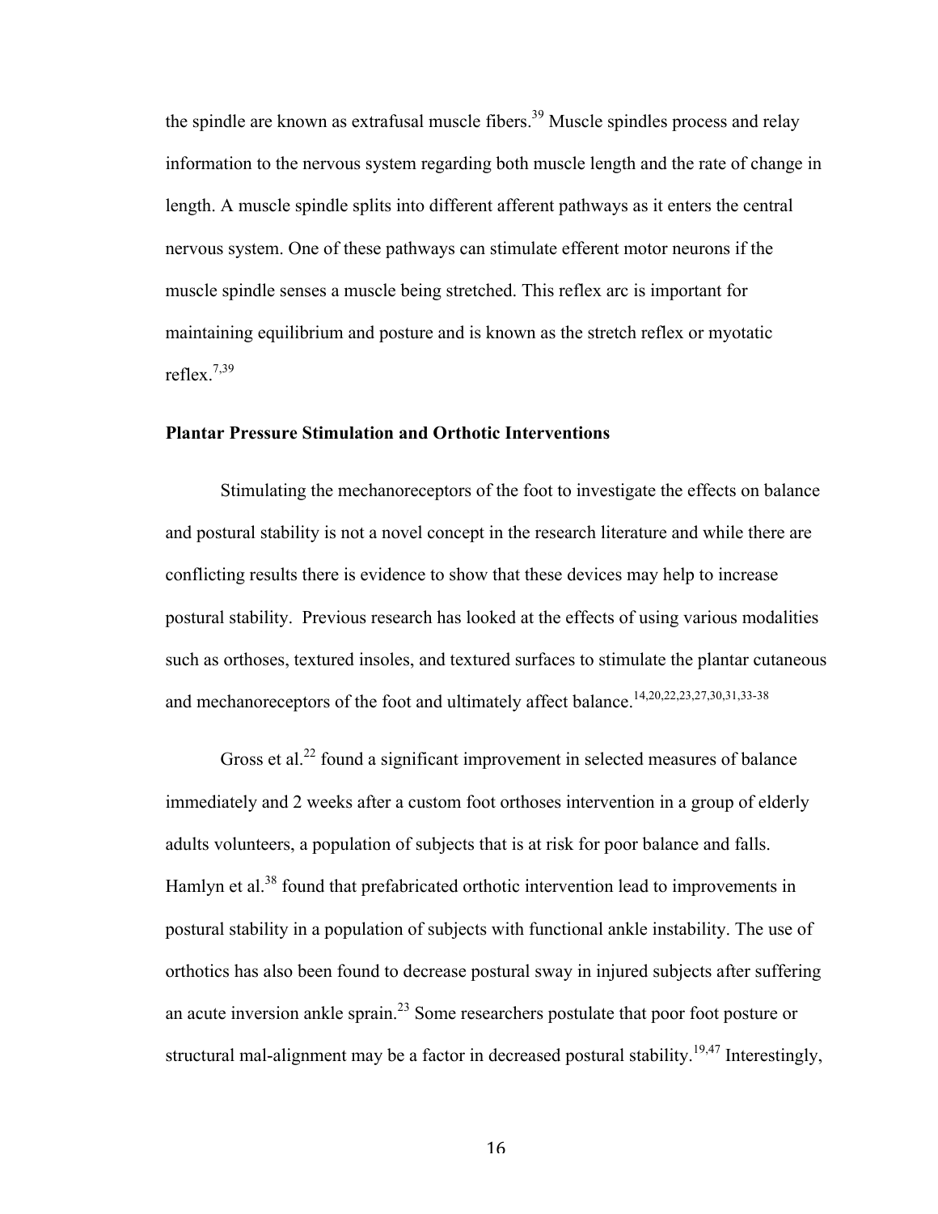the spindle are known as extrafusal muscle fibers.[39] Muscle spindles process and relay information to the nervous system regarding both muscle length and the rate of change in length. A muscle spindle splits into different afferent pathways as it enters the central nervous system. One of these pathways can stimulate efferent motor neurons if the muscle spindle senses a muscle being stretched. This reflex arc is important for maintaining equilibrium and posture and is known as the stretch reflex or myotatic reflex.[7,39]

### Plantar Pressure Stimulation and Orthotic Interventions

Stimulating the mechanoreceptors of the foot to investigate the effects on balance and postural stability is not a novel concept in the research literature and while there are conflicting results there is evidence to show that these devices may help to increase postural stability. Previous research has looked at the effects of using various modalities such as orthoses, textured insoles, and textured surfaces to stimulate the plantar cutaneous and mechanoreceptors of the foot and ultimately affect balance.[14,20,22,23,27,30,31,33-38]

Gross et al.[22] found a significant improvement in selected measures of balance immediately and 2 weeks after a custom foot orthoses intervention in a group of elderly adults volunteers, a population of subjects that is at risk for poor balance and falls. Hamlyn et al.[38] found that prefabricated orthotic intervention lead to improvements in postural stability in a population of subjects with functional ankle instability. The use of orthotics has also been found to decrease postural sway in injured subjects after suffering an acute inversion ankle sprain.[23] Some researchers postulate that poor foot posture or structural mal-alignment may be a factor in decreased postural stability.[19,47] Interestingly,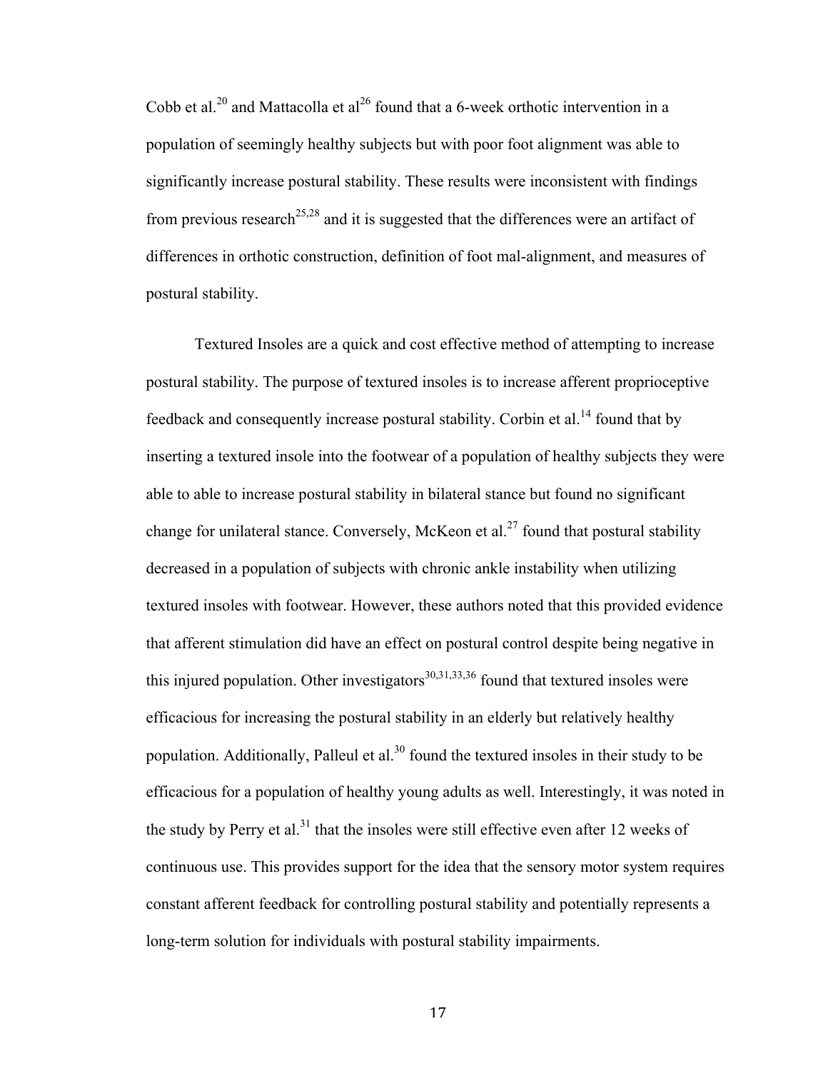Cobb et al.[20] and Mattacolla et al[26] found that a 6-week orthotic intervention in a population of seemingly healthy subjects but with poor foot alignment was able to significantly increase postural stability. These results were inconsistent with findings from previous research[25,28] and it is suggested that the differences were an artifact of differences in orthotic construction, definition of foot mal-alignment, and measures of postural stability.

Textured Insoles are a quick and cost effective method of attempting to increase postural stability. The purpose of textured insoles is to increase afferent proprioceptive feedback and consequently increase postural stability. Corbin et al.[14] found that by inserting a textured insole into the footwear of a population of healthy subjects they were able to able to increase postural stability in bilateral stance but found no significant change for unilateral stance. Conversely, McKeon et al.[27] found that postural stability decreased in a population of subjects with chronic ankle instability when utilizing textured insoles with footwear. However, these authors noted that this provided evidence that afferent stimulation did have an effect on postural control despite being negative in this injured population. Other investigators[30,31,33,36] found that textured insoles were efficacious for increasing the postural stability in an elderly but relatively healthy population. Additionally, Palleul et al.[30] found the textured insoles in their study to be efficacious for a population of healthy young adults as well. Interestingly, it was noted in the study by Perry et al.[31] that the insoles were still effective even after 12 weeks of continuous use. This provides support for the idea that the sensory motor system requires constant afferent feedback for controlling postural stability and potentially represents a long-term solution for individuals with postural stability impairments.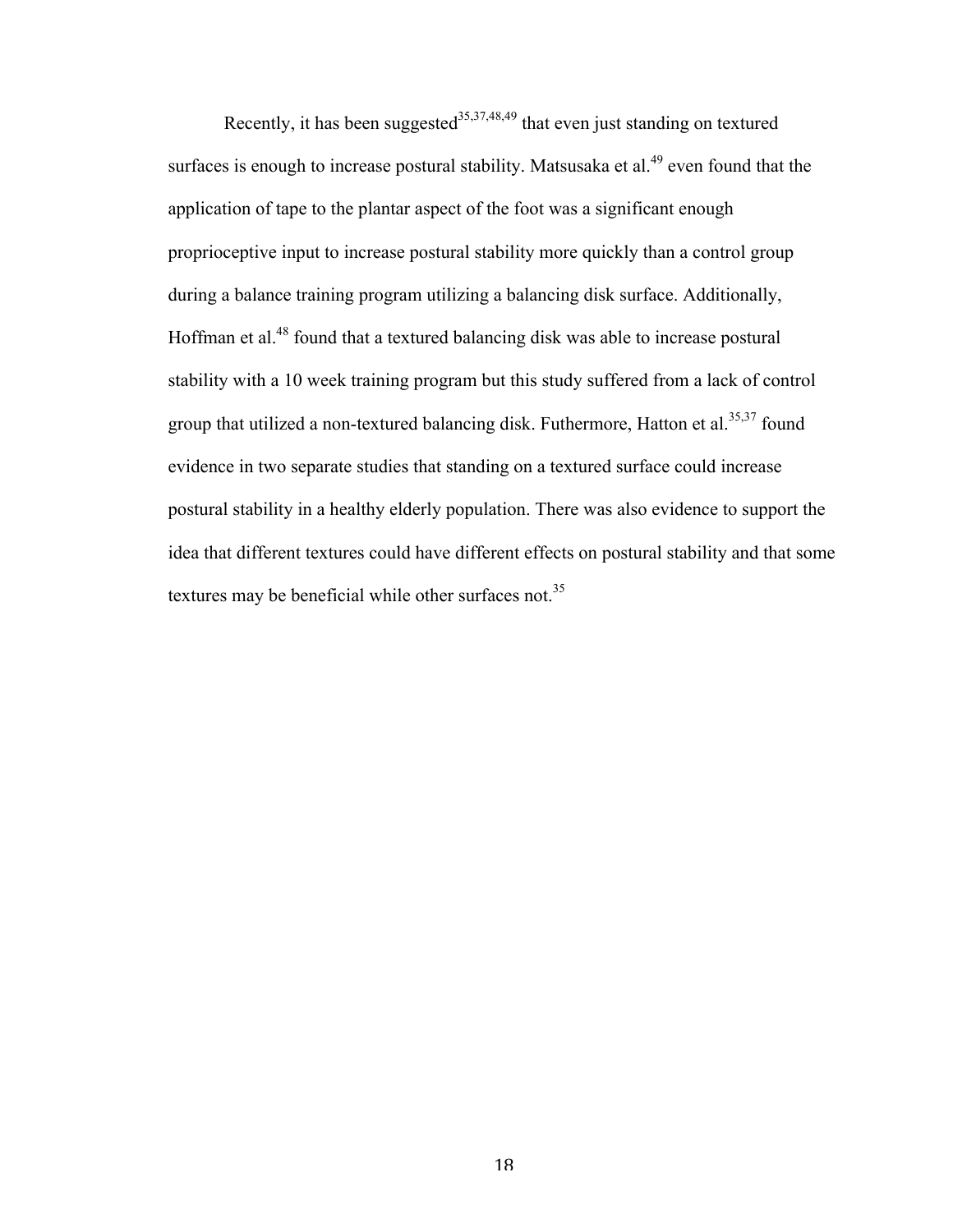Recently, it has been suggested[35,37,48,49] that even just standing on textured surfaces is enough to increase postural stability. Matsusaka et al.[49] even found that the application of tape to the plantar aspect of the foot was a significant enough proprioceptive input to increase postural stability more quickly than a control group during a balance training program utilizing a balancing disk surface. Additionally, Hoffman et al.[48] found that a textured balancing disk was able to increase postural stability with a 10 week training program but this study suffered from a lack of control group that utilized a non-textured balancing disk. Futhermore, Hatton et al.[35,37] found evidence in two separate studies that standing on a textured surface could increase postural stability in a healthy elderly population. There was also evidence to support the idea that different textures could have different effects on postural stability and that some textures may be beneficial while other surfaces not.[35]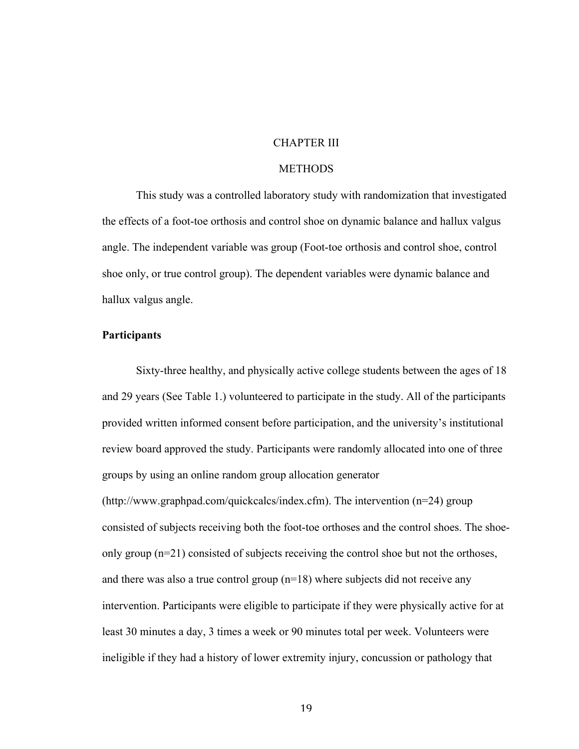# CHAPTER III

# METHODS

This study was a controlled laboratory study with randomization that investigated the effects of a foot-toe orthosis and control shoe on dynamic balance and hallux valgus angle. The independent variable was group (Foot-toe orthosis and control shoe, control shoe only, or true control group). The dependent variables were dynamic balance and hallux valgus angle.

## Participants

Sixty-three healthy, and physically active college students between the ages of 18 and 29 years (See Table 1.) volunteered to participate in the study. All of the participants provided written informed consent before participation, and the university's institutional review board approved the study. Participants were randomly allocated into one of three groups by using an online random group allocation generator (http://www.graphpad.com/quickcalcs/index.cfm). The intervention (n=24) group consisted of subjects receiving both the foot-toe orthoses and the control shoes. The shoe-only group (n=21) consisted of subjects receiving the control shoe but not the orthoses, and there was also a true control group (n=18) where subjects did not receive any intervention. Participants were eligible to participate if they were physically active for at least 30 minutes a day, 3 times a week or 90 minutes total per week. Volunteers were ineligible if they had a history of lower extremity injury, concussion or pathology that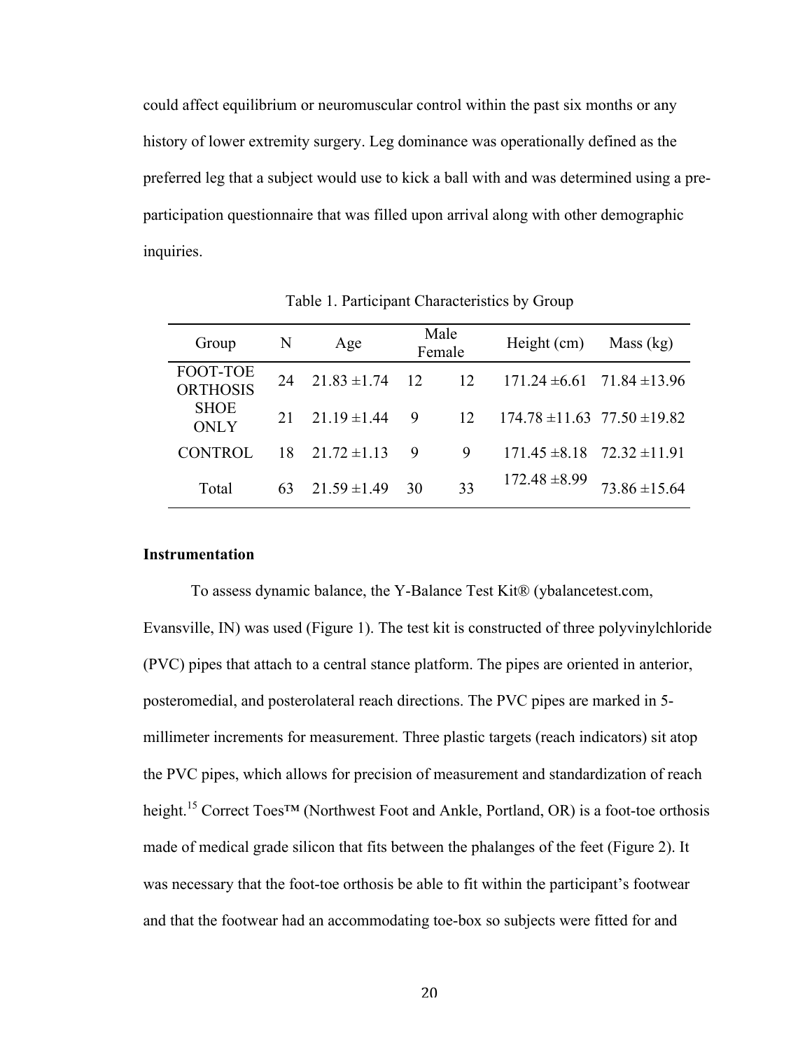could affect equilibrium or neuromuscular control within the past six months or any history of lower extremity surgery. Leg dominance was operationally defined as the preferred leg that a subject would use to kick a ball with and was determined using a pre-participation questionnaire that was filled upon arrival along with other demographic inquiries.

Table 1. Participant Characteristics by Group

| Group | N | Age | Male | Female | Height (cm) | Mass (kg) |
|---|---|---|---|---|---|---|
| FOOT-TOE ORTHOSIS | 24 | 21.83 ±1.74 | 12 | 12 | 171.24 ±6.61 | 71.84 ±13.96 |
| SHOE ONLY | 21 | 21.19 ±1.44 | 9 | 12 | 174.78 ±11.63 | 77.50 ±19.82 |
| CONTROL | 18 | 21.72 ±1.13 | 9 | 9 | 171.45 ±8.18 | 72.32 ±11.91 |
| Total | 63 | 21.59 ±1.49 | 30 | 33 | 172.48 ±8.99 | 73.86 ±15.64 |

**Instrumentation**

To assess dynamic balance, the Y-Balance Test Kit® (ybalancetest.com, Evansville, IN) was used (Figure 1). The test kit is constructed of three polyvinylchloride (PVC) pipes that attach to a central stance platform. The pipes are oriented in anterior, posteromedial, and posterolateral reach directions. The PVC pipes are marked in 5-millimeter increments for measurement. Three plastic targets (reach indicators) sit atop the PVC pipes, which allows for precision of measurement and standardization of reach height.[15] Correct Toes™ (Northwest Foot and Ankle, Portland, OR) is a foot-toe orthosis made of medical grade silicon that fits between the phalanges of the feet (Figure 2). It was necessary that the foot-toe orthosis be able to fit within the participant's footwear and that the footwear had an accommodating toe-box so subjects were fitted for and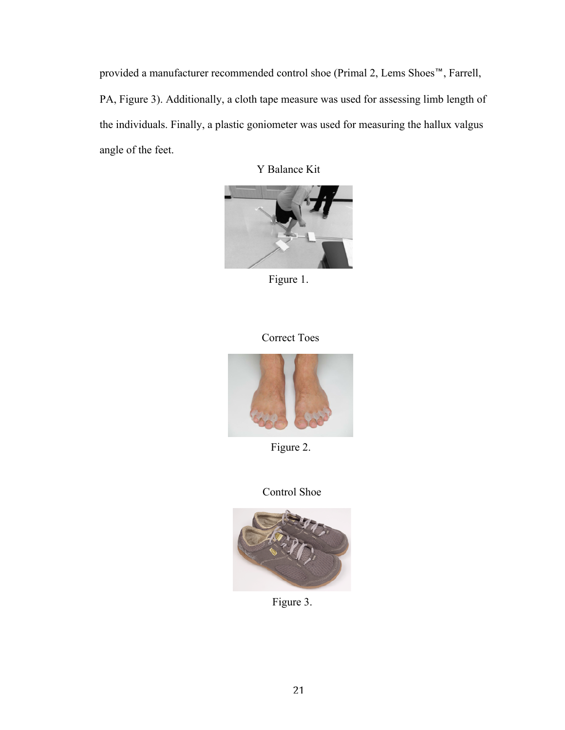provided a manufacturer recommended control shoe (Primal 2, Lems Shoes™, Farrell, PA, Figure 3). Additionally, a cloth tape measure was used for assessing limb length of the individuals. Finally, a plastic goniometer was used for measuring the hallux valgus angle of the feet.

Y Balance Kit

Figure 1.

Correct Toes

Figure 2.

Control Shoe

Figure 3.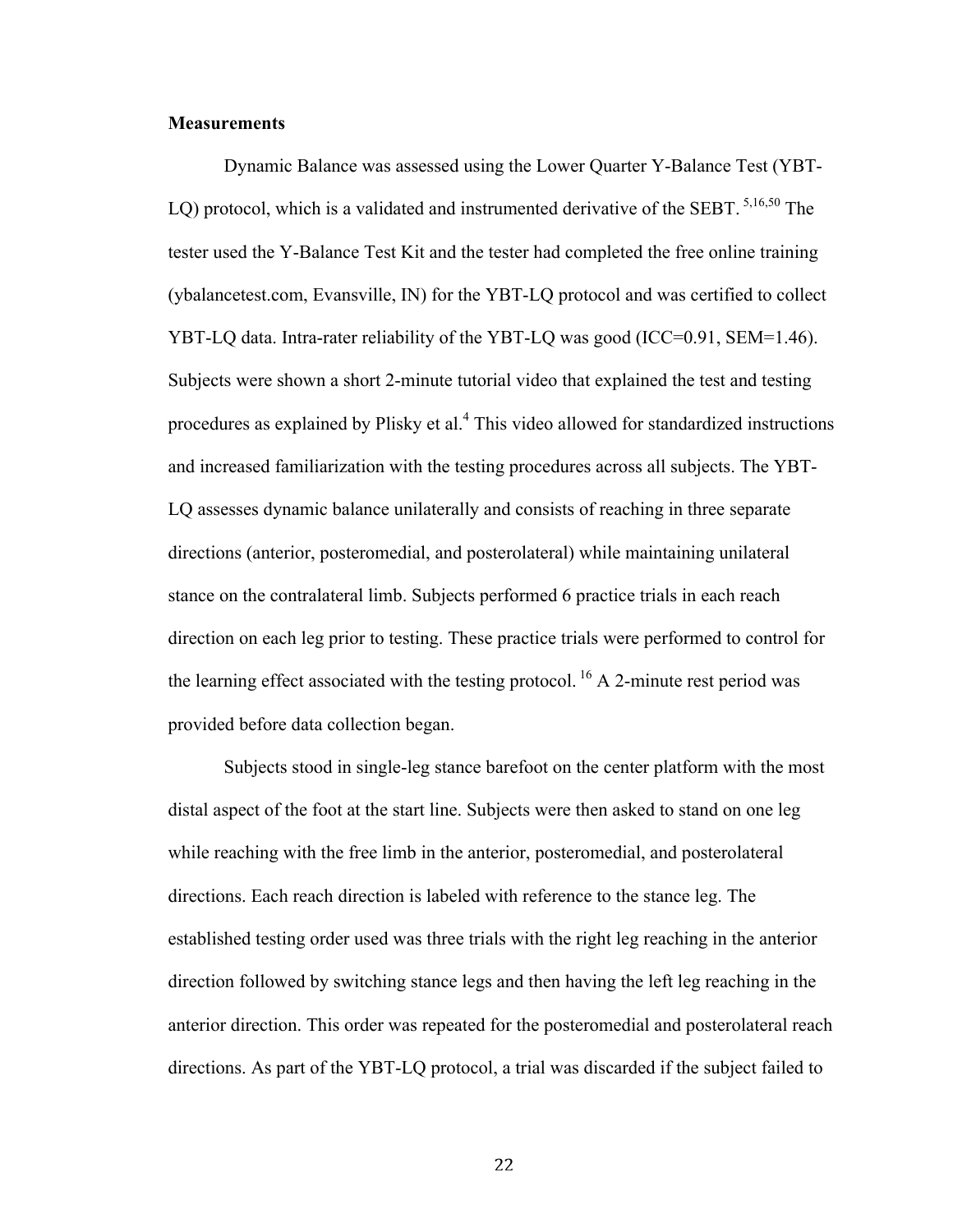**Measurements**

Dynamic Balance was assessed using the Lower Quarter Y-Balance Test (YBT-LQ) protocol, which is a validated and instrumented derivative of the SEBT. [5,16,50] The tester used the Y-Balance Test Kit and the tester had completed the free online training (ybalancetest.com, Evansville, IN) for the YBT-LQ protocol and was certified to collect YBT-LQ data. Intra-rater reliability of the YBT-LQ was good (ICC=0.91, SEM=1.46). Subjects were shown a short 2-minute tutorial video that explained the test and testing procedures as explained by Plisky et al.[4] This video allowed for standardized instructions and increased familiarization with the testing procedures across all subjects. The YBT-LQ assesses dynamic balance unilaterally and consists of reaching in three separate directions (anterior, posteromedial, and posterolateral) while maintaining unilateral stance on the contralateral limb. Subjects performed 6 practice trials in each reach direction on each leg prior to testing. These practice trials were performed to control for the learning effect associated with the testing protocol. [16] A 2-minute rest period was provided before data collection began.

Subjects stood in single-leg stance barefoot on the center platform with the most distal aspect of the foot at the start line. Subjects were then asked to stand on one leg while reaching with the free limb in the anterior, posteromedial, and posterolateral directions. Each reach direction is labeled with reference to the stance leg. The established testing order used was three trials with the right leg reaching in the anterior direction followed by switching stance legs and then having the left leg reaching in the anterior direction. This order was repeated for the posteromedial and posterolateral reach directions. As part of the YBT-LQ protocol, a trial was discarded if the subject failed to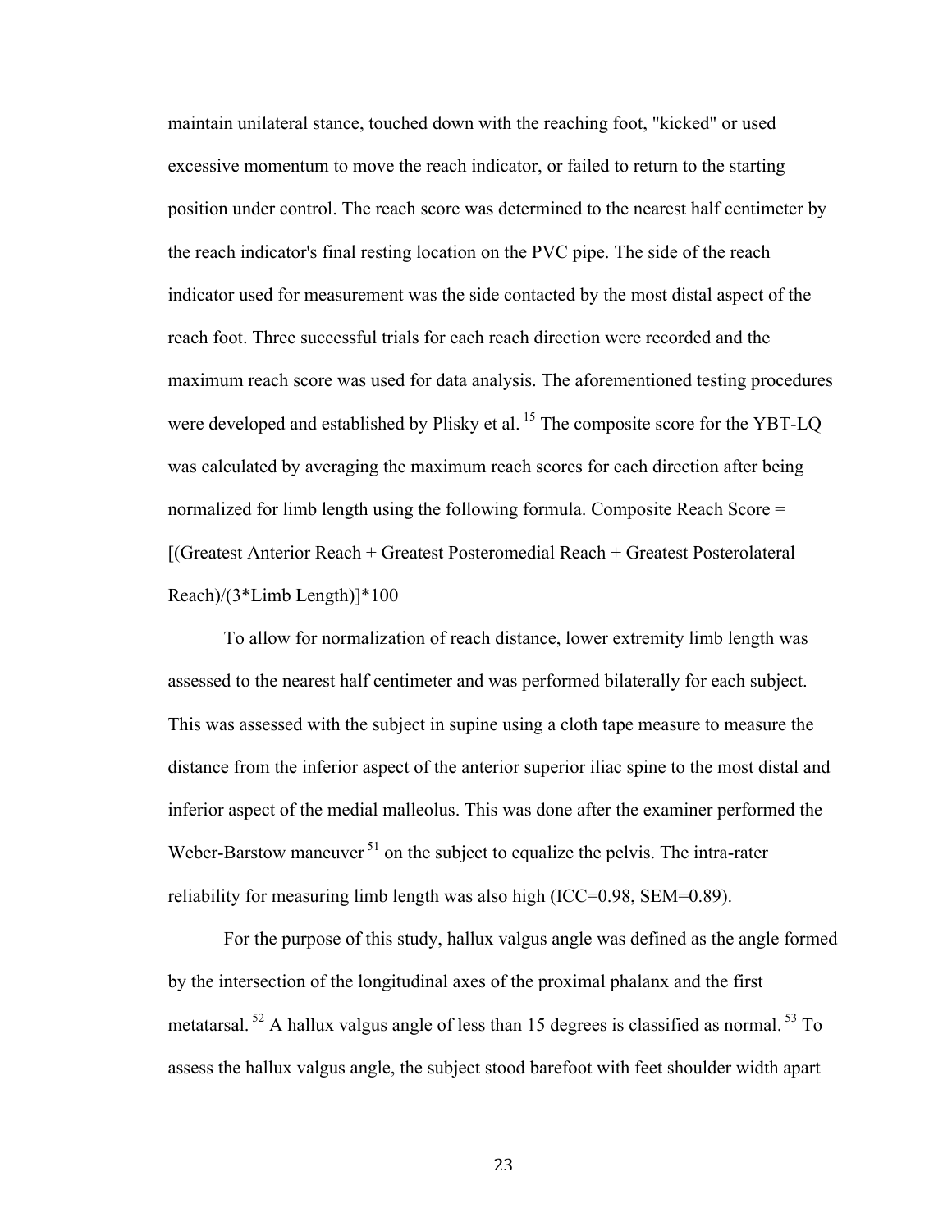maintain unilateral stance, touched down with the reaching foot, "kicked" or used excessive momentum to move the reach indicator, or failed to return to the starting position under control. The reach score was determined to the nearest half centimeter by the reach indicator's final resting location on the PVC pipe. The side of the reach indicator used for measurement was the side contacted by the most distal aspect of the reach foot. Three successful trials for each reach direction were recorded and the maximum reach score was used for data analysis. The aforementioned testing procedures were developed and established by Plisky et al. [15] The composite score for the YBT-LQ was calculated by averaging the maximum reach scores for each direction after being normalized for limb length using the following formula. Composite Reach Score = [(Greatest Anterior Reach + Greatest Posteromedial Reach + Greatest Posterolateral Reach)/(3*Limb Length)]*100

To allow for normalization of reach distance, lower extremity limb length was assessed to the nearest half centimeter and was performed bilaterally for each subject. This was assessed with the subject in supine using a cloth tape measure to measure the distance from the inferior aspect of the anterior superior iliac spine to the most distal and inferior aspect of the medial malleolus. This was done after the examiner performed the Weber-Barstow maneuver [51] on the subject to equalize the pelvis. The intra-rater reliability for measuring limb length was also high (ICC=0.98, SEM=0.89).

For the purpose of this study, hallux valgus angle was defined as the angle formed by the intersection of the longitudinal axes of the proximal phalanx and the first metatarsal. [52] A hallux valgus angle of less than 15 degrees is classified as normal. [53] To assess the hallux valgus angle, the subject stood barefoot with feet shoulder width apart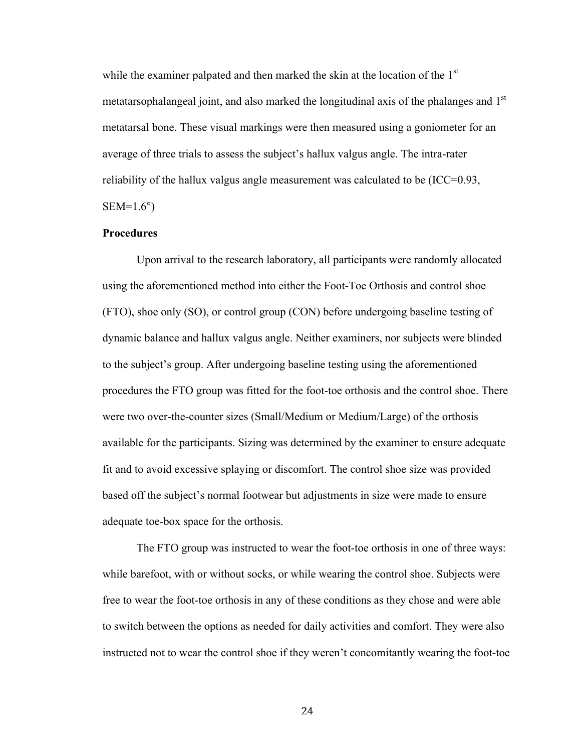while the examiner palpated and then marked the skin at the location of the 1st metatarsophalangeal joint, and also marked the longitudinal axis of the phalanges and 1st metatarsal bone. These visual markings were then measured using a goniometer for an average of three trials to assess the subject's hallux valgus angle. The intra-rater reliability of the hallux valgus angle measurement was calculated to be (ICC=0.93, SEM=1.6°)

**Procedures**

Upon arrival to the research laboratory, all participants were randomly allocated using the aforementioned method into either the Foot-Toe Orthosis and control shoe (FTO), shoe only (SO), or control group (CON) before undergoing baseline testing of dynamic balance and hallux valgus angle. Neither examiners, nor subjects were blinded to the subject's group. After undergoing baseline testing using the aforementioned procedures the FTO group was fitted for the foot-toe orthosis and the control shoe. There were two over-the-counter sizes (Small/Medium or Medium/Large) of the orthosis available for the participants. Sizing was determined by the examiner to ensure adequate fit and to avoid excessive splaying or discomfort. The control shoe size was provided based off the subject's normal footwear but adjustments in size were made to ensure adequate toe-box space for the orthosis.

The FTO group was instructed to wear the foot-toe orthosis in one of three ways: while barefoot, with or without socks, or while wearing the control shoe. Subjects were free to wear the foot-toe orthosis in any of these conditions as they chose and were able to switch between the options as needed for daily activities and comfort. They were also instructed not to wear the control shoe if they weren't concomitantly wearing the foot-toe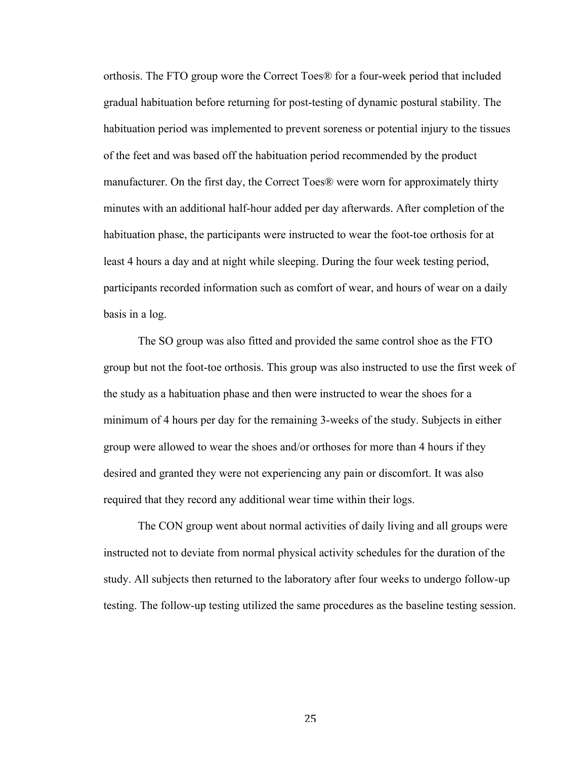orthosis. The FTO group wore the Correct Toes® for a four-week period that included gradual habituation before returning for post-testing of dynamic postural stability. The habituation period was implemented to prevent soreness or potential injury to the tissues of the feet and was based off the habituation period recommended by the product manufacturer. On the first day, the Correct Toes® were worn for approximately thirty minutes with an additional half-hour added per day afterwards. After completion of the habituation phase, the participants were instructed to wear the foot-toe orthosis for at least 4 hours a day and at night while sleeping. During the four week testing period, participants recorded information such as comfort of wear, and hours of wear on a daily basis in a log.

The SO group was also fitted and provided the same control shoe as the FTO group but not the foot-toe orthosis. This group was also instructed to use the first week of the study as a habituation phase and then were instructed to wear the shoes for a minimum of 4 hours per day for the remaining 3-weeks of the study. Subjects in either group were allowed to wear the shoes and/or orthoses for more than 4 hours if they desired and granted they were not experiencing any pain or discomfort. It was also required that they record any additional wear time within their logs.

The CON group went about normal activities of daily living and all groups were instructed not to deviate from normal physical activity schedules for the duration of the study. All subjects then returned to the laboratory after four weeks to undergo follow-up testing. The follow-up testing utilized the same procedures as the baseline testing session.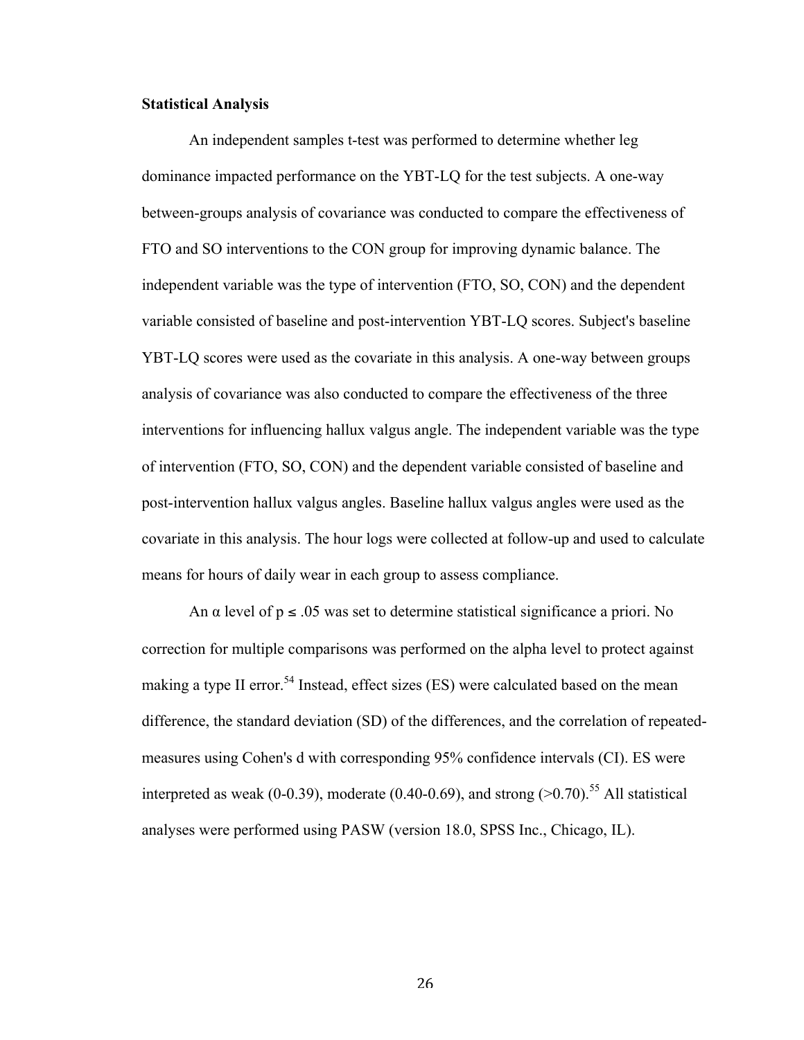**Statistical Analysis**

An independent samples t-test was performed to determine whether leg dominance impacted performance on the YBT-LQ for the test subjects. A one-way between-groups analysis of covariance was conducted to compare the effectiveness of FTO and SO interventions to the CON group for improving dynamic balance. The independent variable was the type of intervention (FTO, SO, CON) and the dependent variable consisted of baseline and post-intervention YBT-LQ scores. Subject's baseline YBT-LQ scores were used as the covariate in this analysis. A one-way between groups analysis of covariance was also conducted to compare the effectiveness of the three interventions for influencing hallux valgus angle. The independent variable was the type of intervention (FTO, SO, CON) and the dependent variable consisted of baseline and post-intervention hallux valgus angles. Baseline hallux valgus angles were used as the covariate in this analysis. The hour logs were collected at follow-up and used to calculate means for hours of daily wear in each group to assess compliance.

An $\alpha$ level of $p \leq .05$ was set to determine statistical significance a priori. No correction for multiple comparisons was performed on the alpha level to protect against making a type II error.[54] Instead, effect sizes (ES) were calculated based on the mean difference, the standard deviation (SD) of the differences, and the correlation of repeated-measures using Cohen's d with corresponding 95% confidence intervals (CI). ES were interpreted as weak (0-0.39), moderate (0.40-0.69), and strong (>0.70).[55] All statistical analyses were performed using PASW (version 18.0, SPSS Inc., Chicago, IL).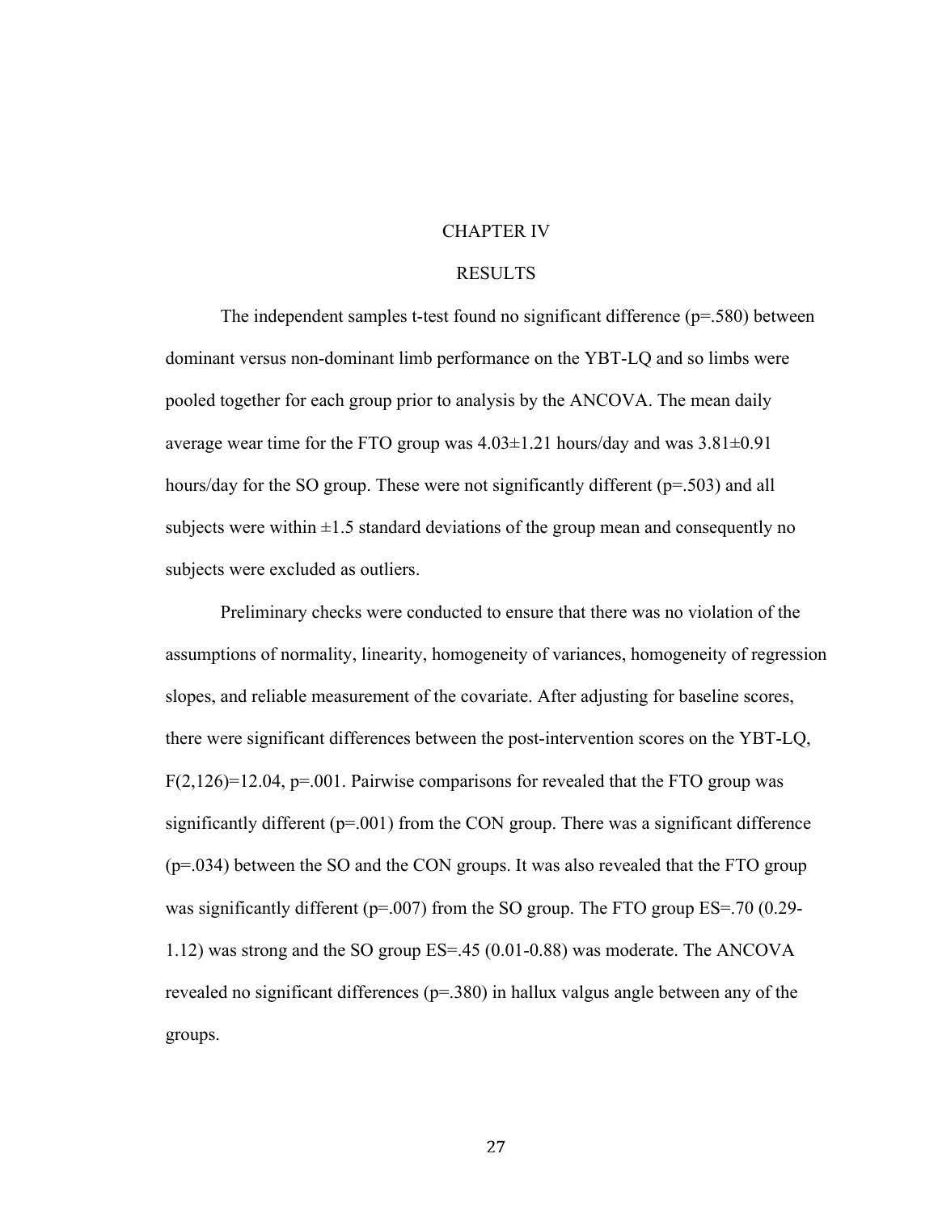# CHAPTER IV

## RESULTS

The independent samples t-test found no significant difference ($p=.580$) between dominant versus non-dominant limb performance on the YBT-LQ and so limbs were pooled together for each group prior to analysis by the ANCOVA. The mean daily average wear time for the FTO group was $4.03 \pm 1.21$ hours/day and was $3.81 \pm 0.91$ hours/day for the SO group. These were not significantly different ($p=.503$) and all subjects were within $\pm 1.5$ standard deviations of the group mean and consequently no subjects were excluded as outliers.

Preliminary checks were conducted to ensure that there was no violation of the assumptions of normality, linearity, homogeneity of variances, homogeneity of regression slopes, and reliable measurement of the covariate. After adjusting for baseline scores, there were significant differences between the post-intervention scores on the YBT-LQ, $F(2,126)=12.04$, $p=.001$. Pairwise comparisons for revealed that the FTO group was significantly different ($p=.001$) from the CON group. There was a significant difference ($p=.034$) between the SO and the CON groups. It was also revealed that the FTO group was significantly different ($p=.007$) from the SO group. The FTO group ES=.70 (0.29-1.12) was strong and the SO group ES=.45 (0.01-0.88) was moderate. The ANCOVA revealed no significant differences ($p=.380$) in hallux valgus angle between any of the groups.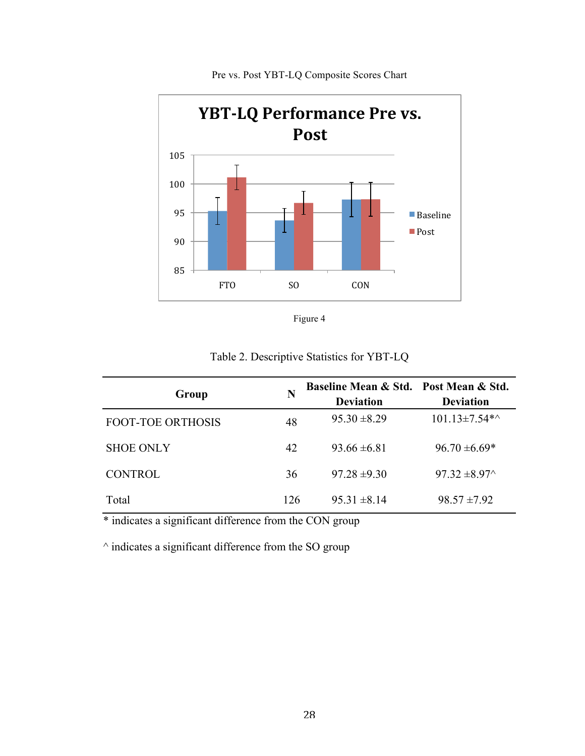Pre vs. Post YBT-LQ Composite Scores Chart

Figure 4

Table 2. Descriptive Statistics for YBT-LQ

| Group | N | Baseline Mean & Std. Deviation | Post Mean & Std. Deviation |
|---|---|---|---|
| FOOT-TOE ORTHOSIS | 48 | 95.30 ±8.29 | 101.13±7.54*^ |
| SHOE ONLY | 42 | 93.66 ±6.81 | 96.70 ±6.69* |
| CONTROL | 36 | 97.28 ±9.30 | 97.32 ±8.97^ |
| Total | 126 | 95.31 ±8.14 | 98.57 ±7.92 |

* indicates a significant difference from the CON group

^ indicates a significant difference from the SO group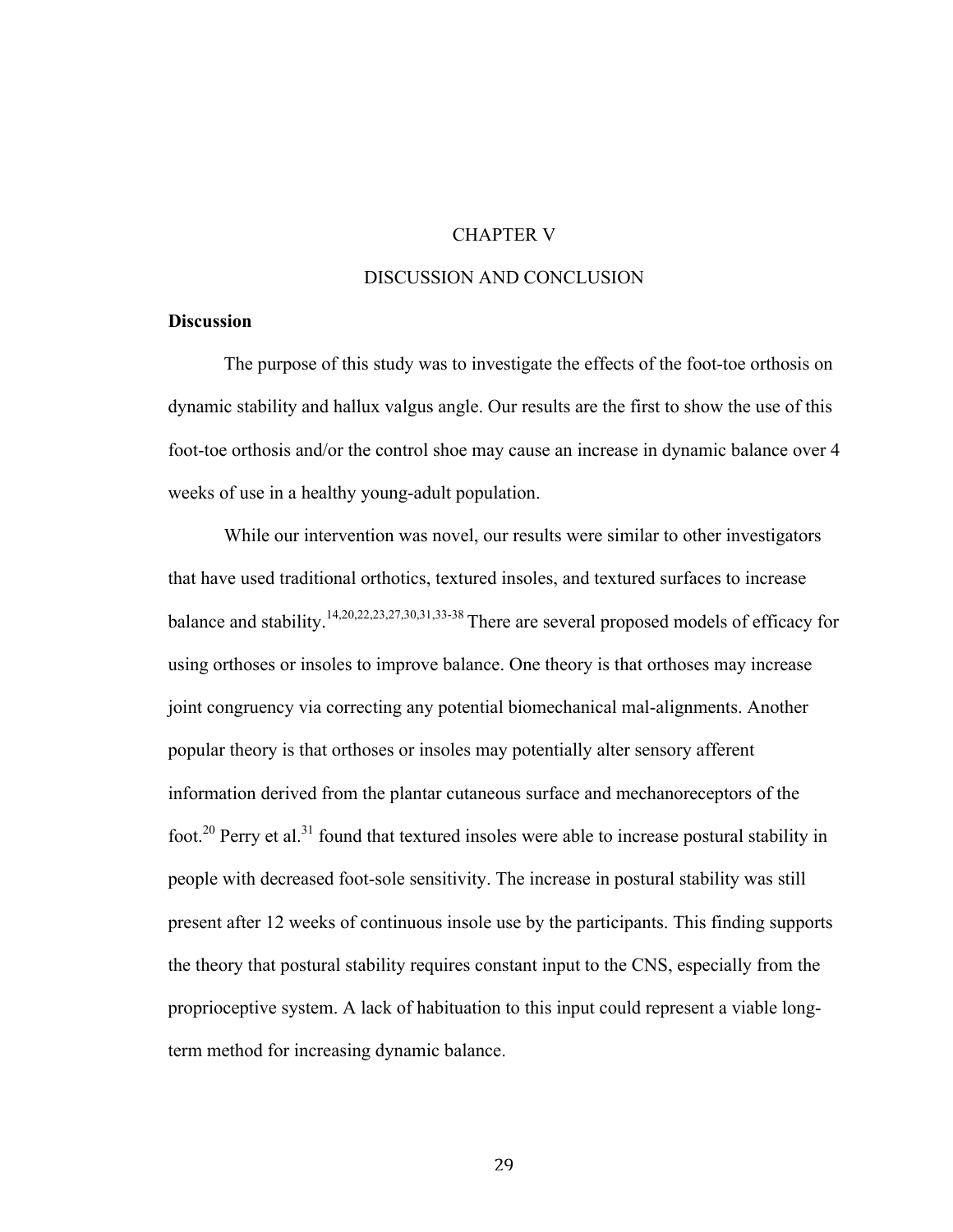# CHAPTER V

# DISCUSSION AND CONCLUSION

## Discussion

The purpose of this study was to investigate the effects of the foot-toe orthosis on dynamic stability and hallux valgus angle. Our results are the first to show the use of this foot-toe orthosis and/or the control shoe may cause an increase in dynamic balance over 4 weeks of use in a healthy young-adult population.

While our intervention was novel, our results were similar to other investigators that have used traditional orthotics, textured insoles, and textured surfaces to increase balance and stability.[14,20,22,23,27,30,31,33-38] There are several proposed models of efficacy for using orthoses or insoles to improve balance. One theory is that orthoses may increase joint congruency via correcting any potential biomechanical mal-alignments. Another popular theory is that orthoses or insoles may potentially alter sensory afferent information derived from the plantar cutaneous surface and mechanoreceptors of the foot.[20] Perry et al.[31] found that textured insoles were able to increase postural stability in people with decreased foot-sole sensitivity. The increase in postural stability was still present after 12 weeks of continuous insole use by the participants. This finding supports the theory that postural stability requires constant input to the CNS, especially from the proprioceptive system. A lack of habituation to this input could represent a viable long-term method for increasing dynamic balance.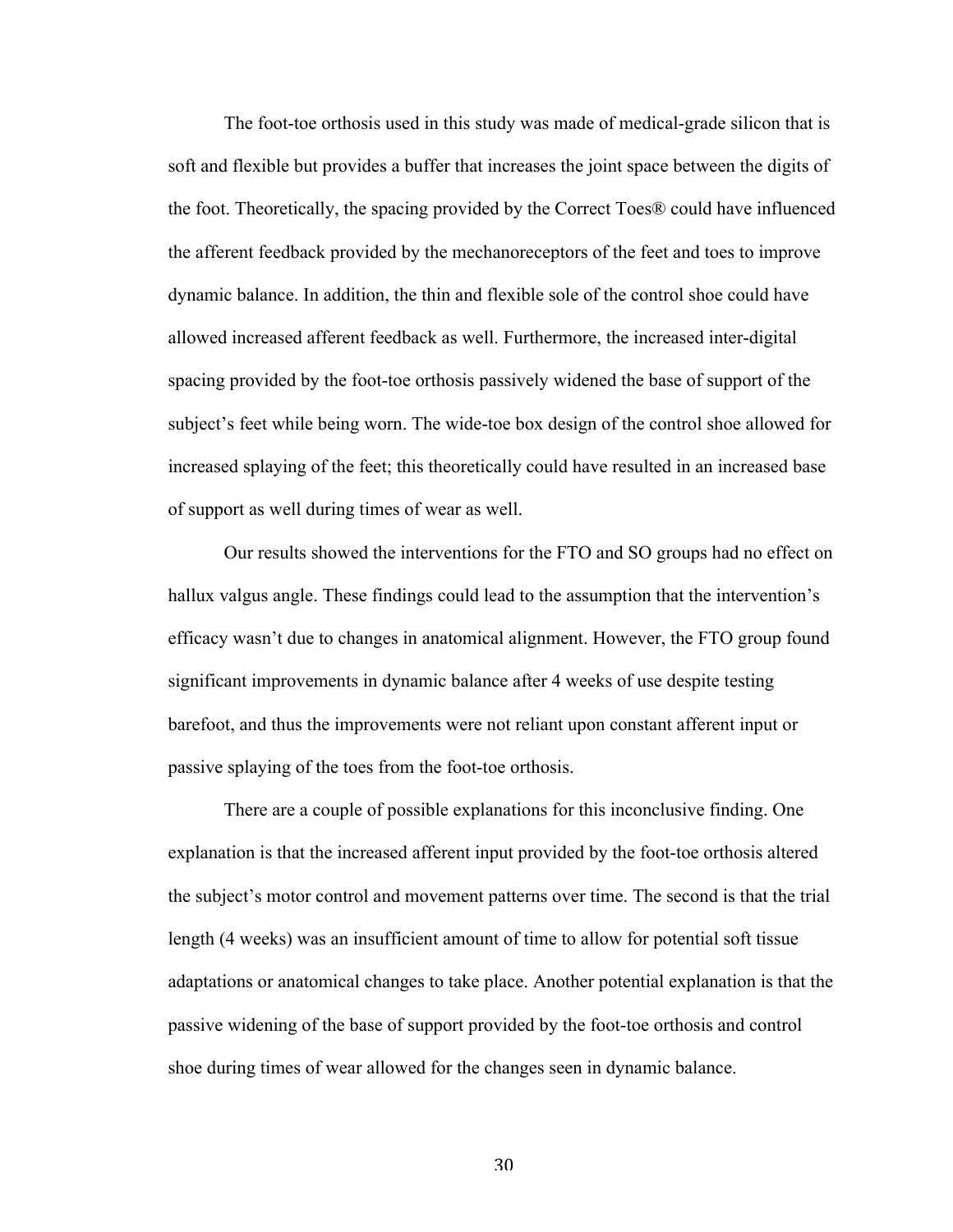The foot-toe orthosis used in this study was made of medical-grade silicon that is soft and flexible but provides a buffer that increases the joint space between the digits of the foot. Theoretically, the spacing provided by the Correct Toes® could have influenced the afferent feedback provided by the mechanoreceptors of the feet and toes to improve dynamic balance. In addition, the thin and flexible sole of the control shoe could have allowed increased afferent feedback as well. Furthermore, the increased inter-digital spacing provided by the foot-toe orthosis passively widened the base of support of the subject's feet while being worn. The wide-toe box design of the control shoe allowed for increased splaying of the feet; this theoretically could have resulted in an increased base of support as well during times of wear as well.

Our results showed the interventions for the FTO and SO groups had no effect on hallux valgus angle. These findings could lead to the assumption that the intervention's efficacy wasn't due to changes in anatomical alignment. However, the FTO group found significant improvements in dynamic balance after 4 weeks of use despite testing barefoot, and thus the improvements were not reliant upon constant afferent input or passive splaying of the toes from the foot-toe orthosis.

There are a couple of possible explanations for this inconclusive finding. One explanation is that the increased afferent input provided by the foot-toe orthosis altered the subject's motor control and movement patterns over time. The second is that the trial length (4 weeks) was an insufficient amount of time to allow for potential soft tissue adaptations or anatomical changes to take place. Another potential explanation is that the passive widening of the base of support provided by the foot-toe orthosis and control shoe during times of wear allowed for the changes seen in dynamic balance.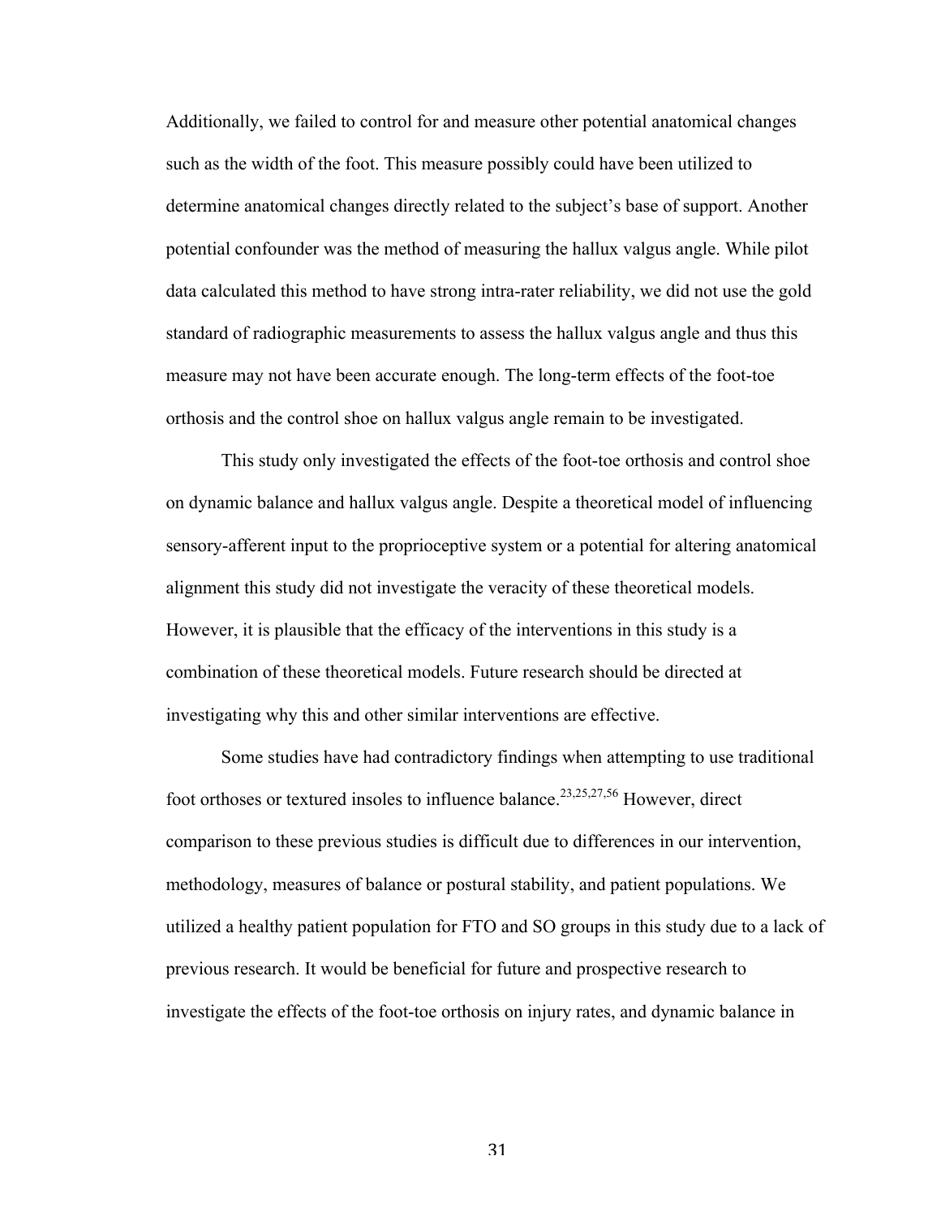Additionally, we failed to control for and measure other potential anatomical changes such as the width of the foot. This measure possibly could have been utilized to determine anatomical changes directly related to the subject's base of support. Another potential confounder was the method of measuring the hallux valgus angle. While pilot data calculated this method to have strong intra-rater reliability, we did not use the gold standard of radiographic measurements to assess the hallux valgus angle and thus this measure may not have been accurate enough. The long-term effects of the foot-toe orthosis and the control shoe on hallux valgus angle remain to be investigated.

This study only investigated the effects of the foot-toe orthosis and control shoe on dynamic balance and hallux valgus angle. Despite a theoretical model of influencing sensory-afferent input to the proprioceptive system or a potential for altering anatomical alignment this study did not investigate the veracity of these theoretical models. However, it is plausible that the efficacy of the interventions in this study is a combination of these theoretical models. Future research should be directed at investigating why this and other similar interventions are effective.

Some studies have had contradictory findings when attempting to use traditional foot orthoses or textured insoles to influence balance.[23,25,27,56] However, direct comparison to these previous studies is difficult due to differences in our intervention, methodology, measures of balance or postural stability, and patient populations. We utilized a healthy patient population for FTO and SO groups in this study due to a lack of previous research. It would be beneficial for future and prospective research to investigate the effects of the foot-toe orthosis on injury rates, and dynamic balance in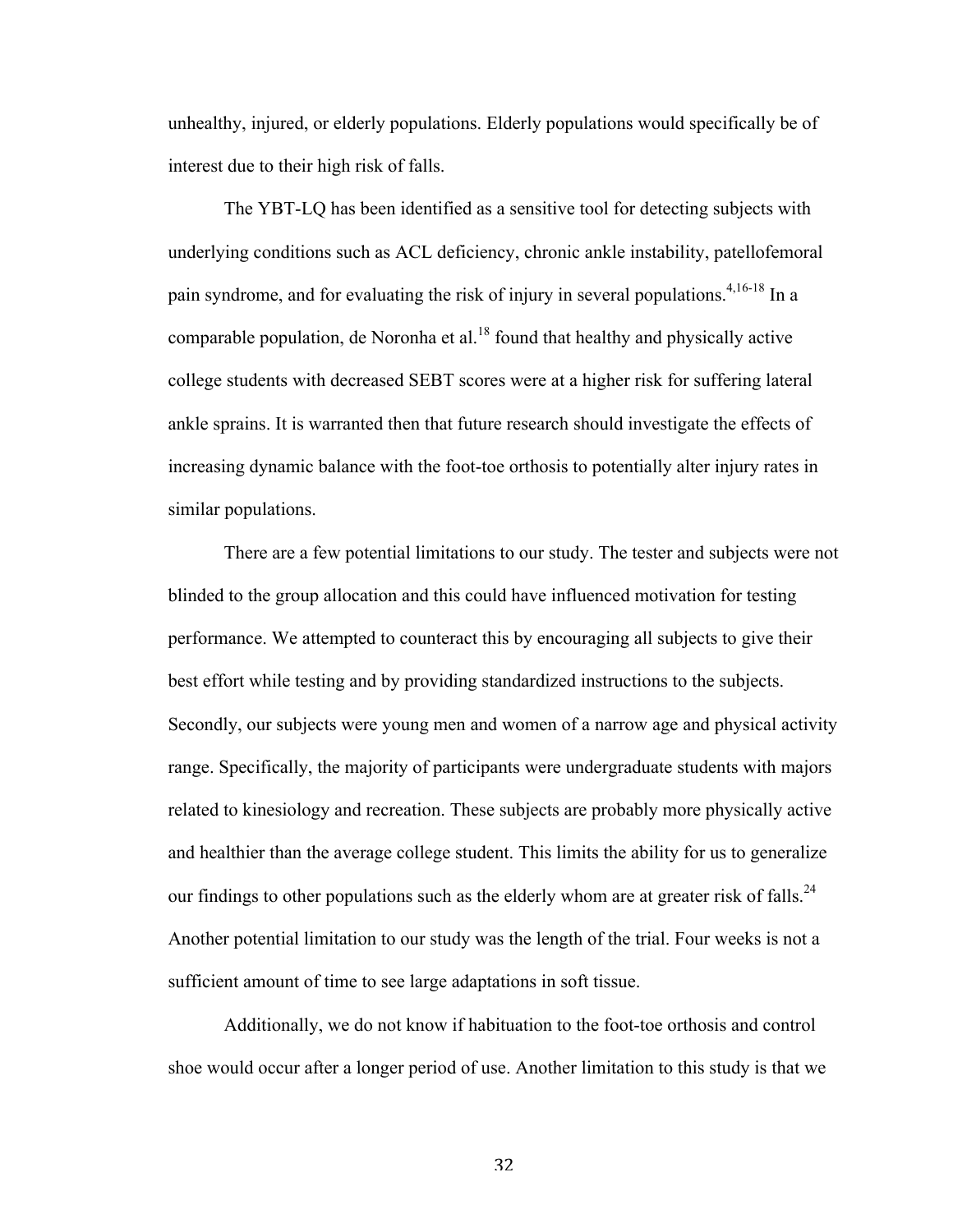unhealthy, injured, or elderly populations. Elderly populations would specifically be of interest due to their high risk of falls.

The YBT-LQ has been identified as a sensitive tool for detecting subjects with underlying conditions such as ACL deficiency, chronic ankle instability, patellofemoral pain syndrome, and for evaluating the risk of injury in several populations.[4,16-18] In a comparable population, de Noronha et al.[18] found that healthy and physically active college students with decreased SEBT scores were at a higher risk for suffering lateral ankle sprains. It is warranted then that future research should investigate the effects of increasing dynamic balance with the foot-toe orthosis to potentially alter injury rates in similar populations.

There are a few potential limitations to our study. The tester and subjects were not blinded to the group allocation and this could have influenced motivation for testing performance. We attempted to counteract this by encouraging all subjects to give their best effort while testing and by providing standardized instructions to the subjects. Secondly, our subjects were young men and women of a narrow age and physical activity range. Specifically, the majority of participants were undergraduate students with majors related to kinesiology and recreation. These subjects are probably more physically active and healthier than the average college student. This limits the ability for us to generalize our findings to other populations such as the elderly whom are at greater risk of falls.[24] Another potential limitation to our study was the length of the trial. Four weeks is not a sufficient amount of time to see large adaptations in soft tissue.

Additionally, we do not know if habituation to the foot-toe orthosis and control shoe would occur after a longer period of use. Another limitation to this study is that we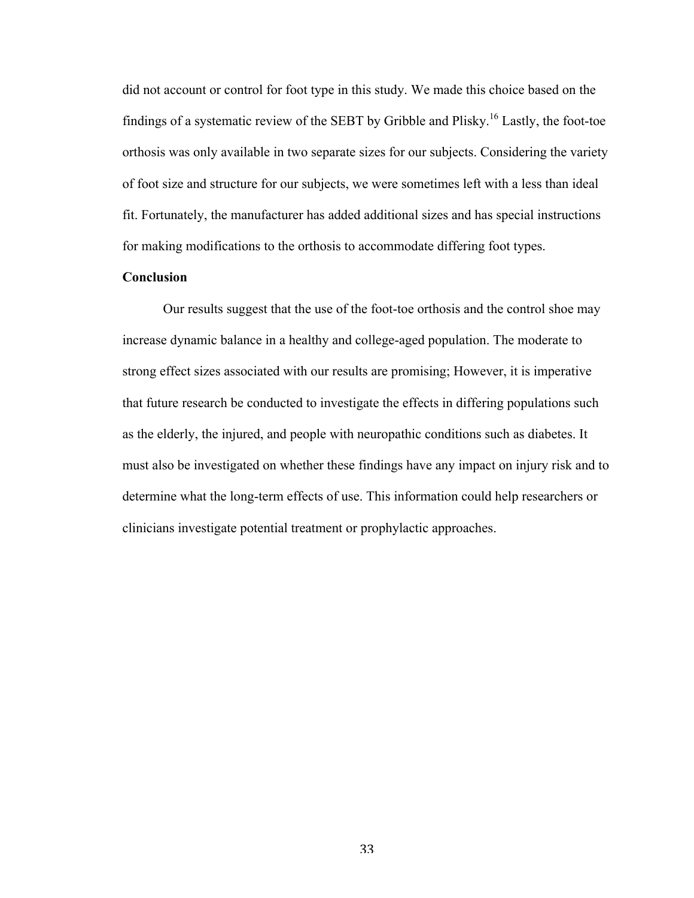did not account or control for foot type in this study. We made this choice based on the findings of a systematic review of the SEBT by Gribble and Plisky.[16] Lastly, the foot-toe orthosis was only available in two separate sizes for our subjects. Considering the variety of foot size and structure for our subjects, we were sometimes left with a less than ideal fit. Fortunately, the manufacturer has added additional sizes and has special instructions for making modifications to the orthosis to accommodate differing foot types.

**Conclusion**

Our results suggest that the use of the foot-toe orthosis and the control shoe may increase dynamic balance in a healthy and college-aged population. The moderate to strong effect sizes associated with our results are promising; However, it is imperative that future research be conducted to investigate the effects in differing populations such as the elderly, the injured, and people with neuropathic conditions such as diabetes. It must also be investigated on whether these findings have any impact on injury risk and to determine what the long-term effects of use. This information could help researchers or clinicians investigate potential treatment or prophylactic approaches.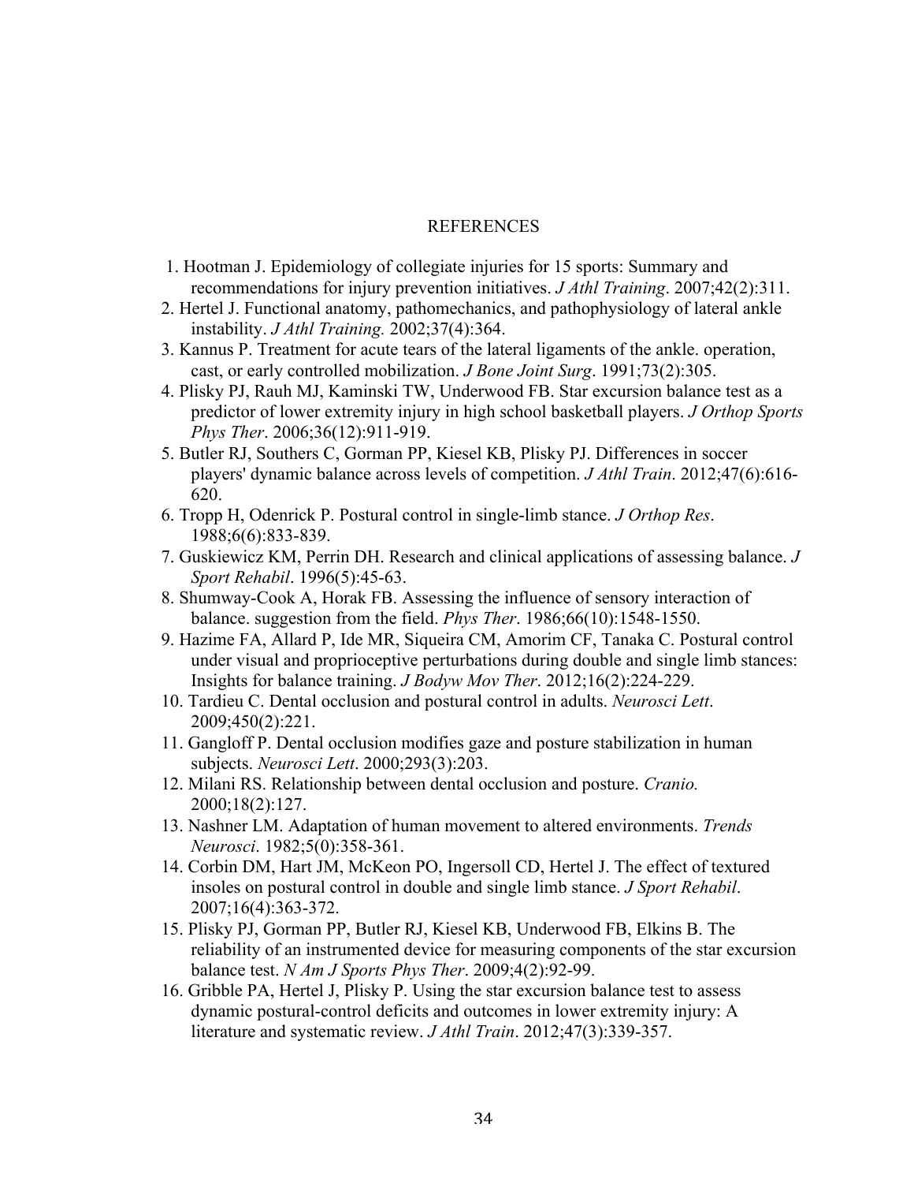# REFERENCES

1. Hootman J. Epidemiology of collegiate injuries for 15 sports: Summary and recommendations for injury prevention initiatives. *J Athl Training*. 2007;42(2):311.
2. Hertel J. Functional anatomy, pathomechanics, and pathophysiology of lateral ankle instability. *J Athl Training.* 2002;37(4):364.
3. Kannus P. Treatment for acute tears of the lateral ligaments of the ankle. operation, cast, or early controlled mobilization. *J Bone Joint Surg*. 1991;73(2):305.
4. Plisky PJ, Rauh MJ, Kaminski TW, Underwood FB. Star excursion balance test as a predictor of lower extremity injury in high school basketball players. *J Orthop Sports Phys Ther*. 2006;36(12):911-919.
5. Butler RJ, Southers C, Gorman PP, Kiesel KB, Plisky PJ. Differences in soccer players' dynamic balance across levels of competition. *J Athl Train*. 2012;47(6):616-620.
6. Tropp H, Odenrick P. Postural control in single-limb stance. *J Orthop Res*. 1988;6(6):833-839.
7. Guskiewicz KM, Perrin DH. Research and clinical applications of assessing balance. *J Sport Rehabil*. 1996(5):45-63.
8. Shumway-Cook A, Horak FB. Assessing the influence of sensory interaction of balance. suggestion from the field. *Phys Ther*. 1986;66(10):1548-1550.
9. Hazime FA, Allard P, Ide MR, Siqueira CM, Amorim CF, Tanaka C. Postural control under visual and proprioceptive perturbations during double and single limb stances: Insights for balance training. *J Bodyw Mov Ther*. 2012;16(2):224-229.
10. Tardieu C. Dental occlusion and postural control in adults. *Neurosci Lett*. 2009;450(2):221.
11. Gangloff P. Dental occlusion modifies gaze and posture stabilization in human subjects. *Neurosci Lett*. 2000;293(3):203.
12. Milani RS. Relationship between dental occlusion and posture. *Cranio.* 2000;18(2):127.
13. Nashner LM. Adaptation of human movement to altered environments. *Trends Neurosci*. 1982;5(0):358-361.
14. Corbin DM, Hart JM, McKeon PO, Ingersoll CD, Hertel J. The effect of textured insoles on postural control in double and single limb stance. *J Sport Rehabil*. 2007;16(4):363-372.
15. Plisky PJ, Gorman PP, Butler RJ, Kiesel KB, Underwood FB, Elkins B. The reliability of an instrumented device for measuring components of the star excursion balance test. *N Am J Sports Phys Ther*. 2009;4(2):92-99.
16. Gribble PA, Hertel J, Plisky P. Using the star excursion balance test to assess dynamic postural-control deficits and outcomes in lower extremity injury: A literature and systematic review. *J Athl Train*. 2012;47(3):339-357.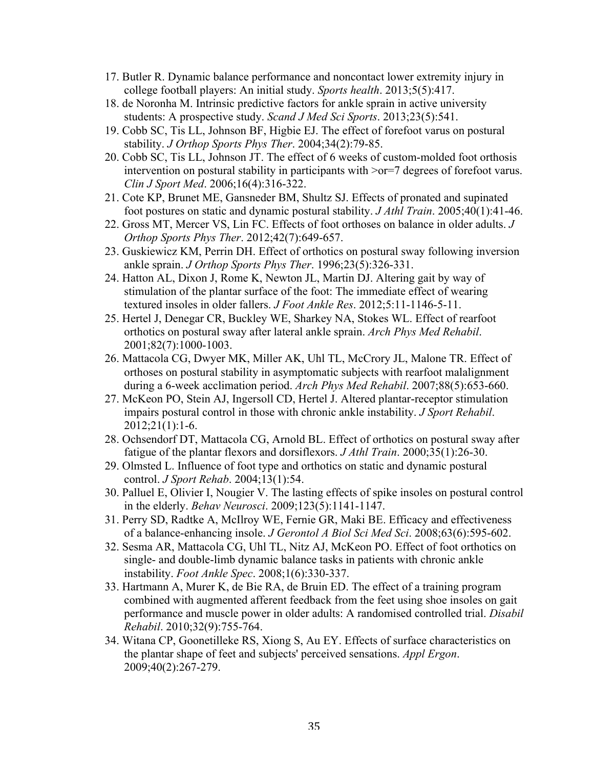17. Butler R. Dynamic balance performance and noncontact lower extremity injury in college football players: An initial study. *Sports health*. 2013;5(5):417.
18. de Noronha M. Intrinsic predictive factors for ankle sprain in active university students: A prospective study. *Scand J Med Sci Sports*. 2013;23(5):541.
19. Cobb SC, Tis LL, Johnson BF, Higbie EJ. The effect of forefoot varus on postural stability. *J Orthop Sports Phys Ther*. 2004;34(2):79-85.
20. Cobb SC, Tis LL, Johnson JT. The effect of 6 weeks of custom-molded foot orthosis intervention on postural stability in participants with >or=7 degrees of forefoot varus. *Clin J Sport Med*. 2006;16(4):316-322.
21. Cote KP, Brunet ME, Gansneder BM, Shultz SJ. Effects of pronated and supinated foot postures on static and dynamic postural stability. *J Athl Train*. 2005;40(1):41-46.
22. Gross MT, Mercer VS, Lin FC. Effects of foot orthoses on balance in older adults. *J Orthop Sports Phys Ther*. 2012;42(7):649-657.
23. Guskiewicz KM, Perrin DH. Effect of orthotics on postural sway following inversion ankle sprain. *J Orthop Sports Phys Ther*. 1996;23(5):326-331.
24. Hatton AL, Dixon J, Rome K, Newton JL, Martin DJ. Altering gait by way of stimulation of the plantar surface of the foot: The immediate effect of wearing textured insoles in older fallers. *J Foot Ankle Res*. 2012;5:11-1146-5-11.
25. Hertel J, Denegar CR, Buckley WE, Sharkey NA, Stokes WL. Effect of rearfoot orthotics on postural sway after lateral ankle sprain. *Arch Phys Med Rehabil*. 2001;82(7):1000-1003.
26. Mattacola CG, Dwyer MK, Miller AK, Uhl TL, McCrory JL, Malone TR. Effect of orthoses on postural stability in asymptomatic subjects with rearfoot malalignment during a 6-week acclimation period. *Arch Phys Med Rehabil*. 2007;88(5):653-660.
27. McKeon PO, Stein AJ, Ingersoll CD, Hertel J. Altered plantar-receptor stimulation impairs postural control in those with chronic ankle instability. *J Sport Rehabil*. 2012;21(1):1-6.
28. Ochsendorf DT, Mattacola CG, Arnold BL. Effect of orthotics on postural sway after fatigue of the plantar flexors and dorsiflexors. *J Athl Train*. 2000;35(1):26-30.
29. Olmsted L. Influence of foot type and orthotics on static and dynamic postural control. *J Sport Rehab*. 2004;13(1):54.
30. Palluel E, Olivier I, Nougier V. The lasting effects of spike insoles on postural control in the elderly. *Behav Neurosci*. 2009;123(5):1141-1147.
31. Perry SD, Radtke A, McIlroy WE, Fernie GR, Maki BE. Efficacy and effectiveness of a balance-enhancing insole. *J Gerontol A Biol Sci Med Sci*. 2008;63(6):595-602.
32. Sesma AR, Mattacola CG, Uhl TL, Nitz AJ, McKeon PO. Effect of foot orthotics on single- and double-limb dynamic balance tasks in patients with chronic ankle instability. *Foot Ankle Spec*. 2008;1(6):330-337.
33. Hartmann A, Murer K, de Bie RA, de Bruin ED. The effect of a training program combined with augmented afferent feedback from the feet using shoe insoles on gait performance and muscle power in older adults: A randomised controlled trial. *Disabil Rehabil*. 2010;32(9):755-764.
34. Witana CP, Goonetilleke RS, Xiong S, Au EY. Effects of surface characteristics on the plantar shape of feet and subjects' perceived sensations. *Appl Ergon*. 2009;40(2):267-279.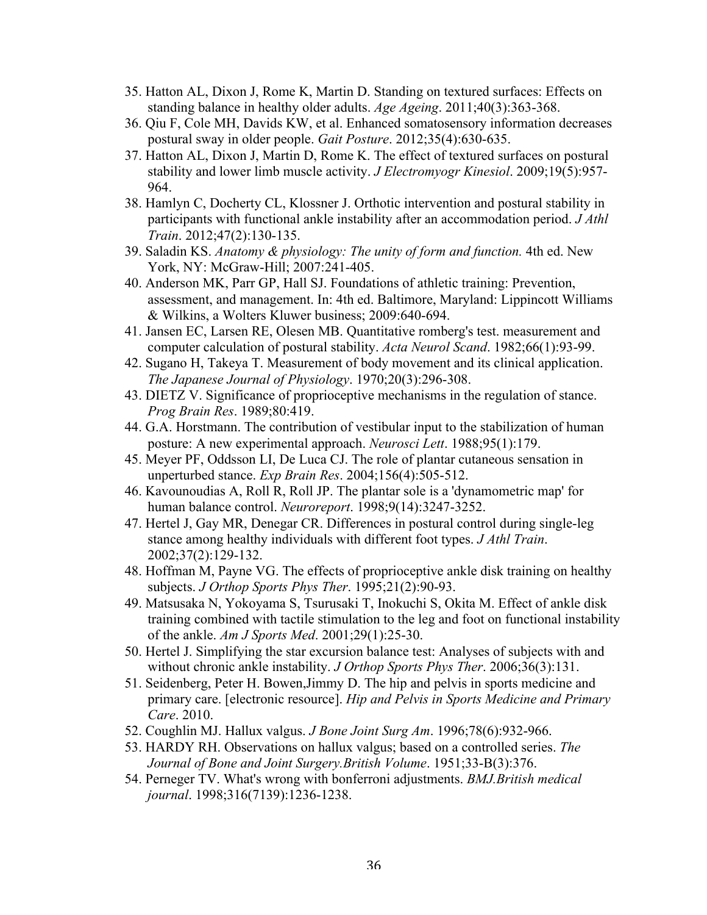35. Hatton AL, Dixon J, Rome K, Martin D. Standing on textured surfaces: Effects on standing balance in healthy older adults. *Age Ageing*. 2011;40(3):363-368.
36. Qiu F, Cole MH, Davids KW, et al. Enhanced somatosensory information decreases postural sway in older people. *Gait Posture*. 2012;35(4):630-635.
37. Hatton AL, Dixon J, Martin D, Rome K. The effect of textured surfaces on postural stability and lower limb muscle activity. *J Electromyogr Kinesiol*. 2009;19(5):957-964.
38. Hamlyn C, Docherty CL, Klossner J. Orthotic intervention and postural stability in participants with functional ankle instability after an accommodation period. *J Athl Train*. 2012;47(2):130-135.
39. Saladin KS. *Anatomy & physiology: The unity of form and function.* 4th ed. New York, NY: McGraw-Hill; 2007:241-405.
40. Anderson MK, Parr GP, Hall SJ. Foundations of athletic training: Prevention, assessment, and management. In: 4th ed. Baltimore, Maryland: Lippincott Williams & Wilkins, a Wolters Kluwer business; 2009:640-694.
41. Jansen EC, Larsen RE, Olesen MB. Quantitative romberg's test. measurement and computer calculation of postural stability. *Acta Neurol Scand*. 1982;66(1):93-99.
42. Sugano H, Takeya T. Measurement of body movement and its clinical application. *The Japanese Journal of Physiology*. 1970;20(3):296-308.
43. DIETZ V. Significance of proprioceptive mechanisms in the regulation of stance. *Prog Brain Res*. 1989;80:419.
44. G.A. Horstmann. The contribution of vestibular input to the stabilization of human posture: A new experimental approach. *Neurosci Lett*. 1988;95(1):179.
45. Meyer PF, Oddsson LI, De Luca CJ. The role of plantar cutaneous sensation in unperturbed stance. *Exp Brain Res*. 2004;156(4):505-512.
46. Kavounoudias A, Roll R, Roll JP. The plantar sole is a 'dynamometric map' for human balance control. *Neuroreport*. 1998;9(14):3247-3252.
47. Hertel J, Gay MR, Denegar CR. Differences in postural control during single-leg stance among healthy individuals with different foot types. *J Athl Train*. 2002;37(2):129-132.
48. Hoffman M, Payne VG. The effects of proprioceptive ankle disk training on healthy subjects. *J Orthop Sports Phys Ther*. 1995;21(2):90-93.
49. Matsusaka N, Yokoyama S, Tsurusaki T, Inokuchi S, Okita M. Effect of ankle disk training combined with tactile stimulation to the leg and foot on functional instability of the ankle. *Am J Sports Med*. 2001;29(1):25-30.
50. Hertel J. Simplifying the star excursion balance test: Analyses of subjects with and without chronic ankle instability. *J Orthop Sports Phys Ther*. 2006;36(3):131.
51. Seidenberg, Peter H. Bowen,Jimmy D. The hip and pelvis in sports medicine and primary care. [electronic resource]. *Hip and Pelvis in Sports Medicine and Primary Care*. 2010.
52. Coughlin MJ. Hallux valgus. *J Bone Joint Surg Am*. 1996;78(6):932-966.
53. HARDY RH. Observations on hallux valgus; based on a controlled series. *The Journal of Bone and Joint Surgery.British Volume*. 1951;33-B(3):376.
54. Perneger TV. What's wrong with bonferroni adjustments. *BMJ.British medical journal*. 1998;316(7139):1236-1238.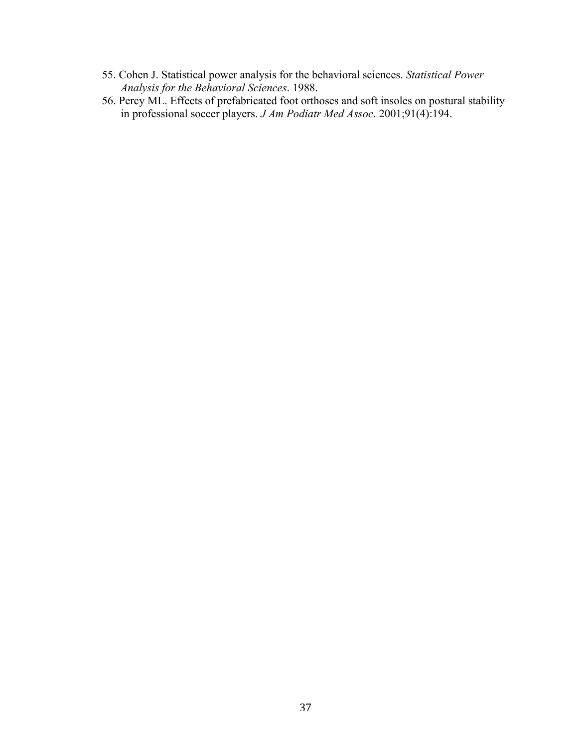55. Cohen J. Statistical power analysis for the behavioral sciences. *Statistical Power Analysis for the Behavioral Sciences*. 1988.
56. Percy ML. Effects of prefabricated foot orthoses and soft insoles on postural stability in professional soccer players. *J Am Podiatr Med Assoc*. 2001;91(4):194.